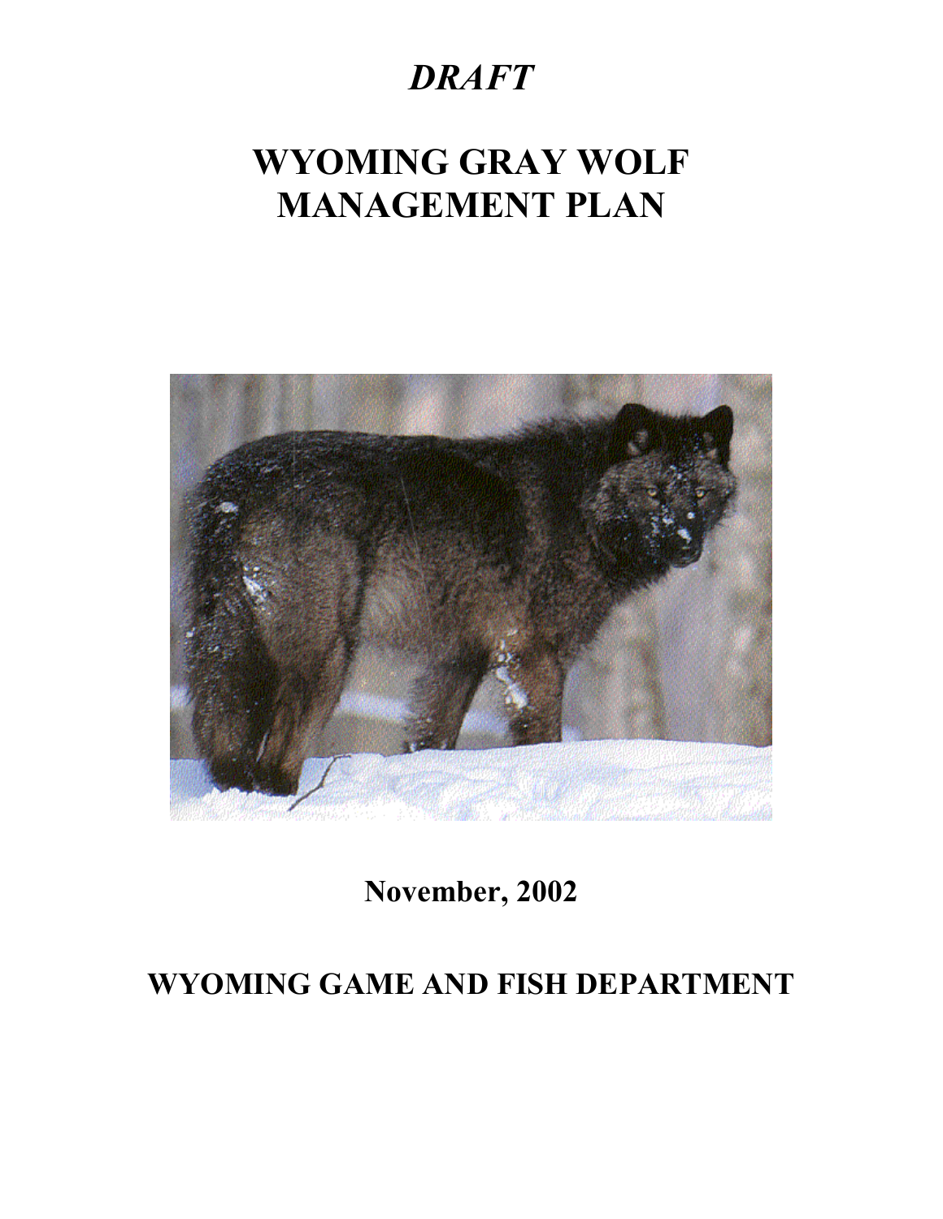*DRAFT*

# WYOMING GRAY WOLF MANAGEMENT PLAN

**November, 2002**

**WYOMING GAME AND FISH DEPARTMENT**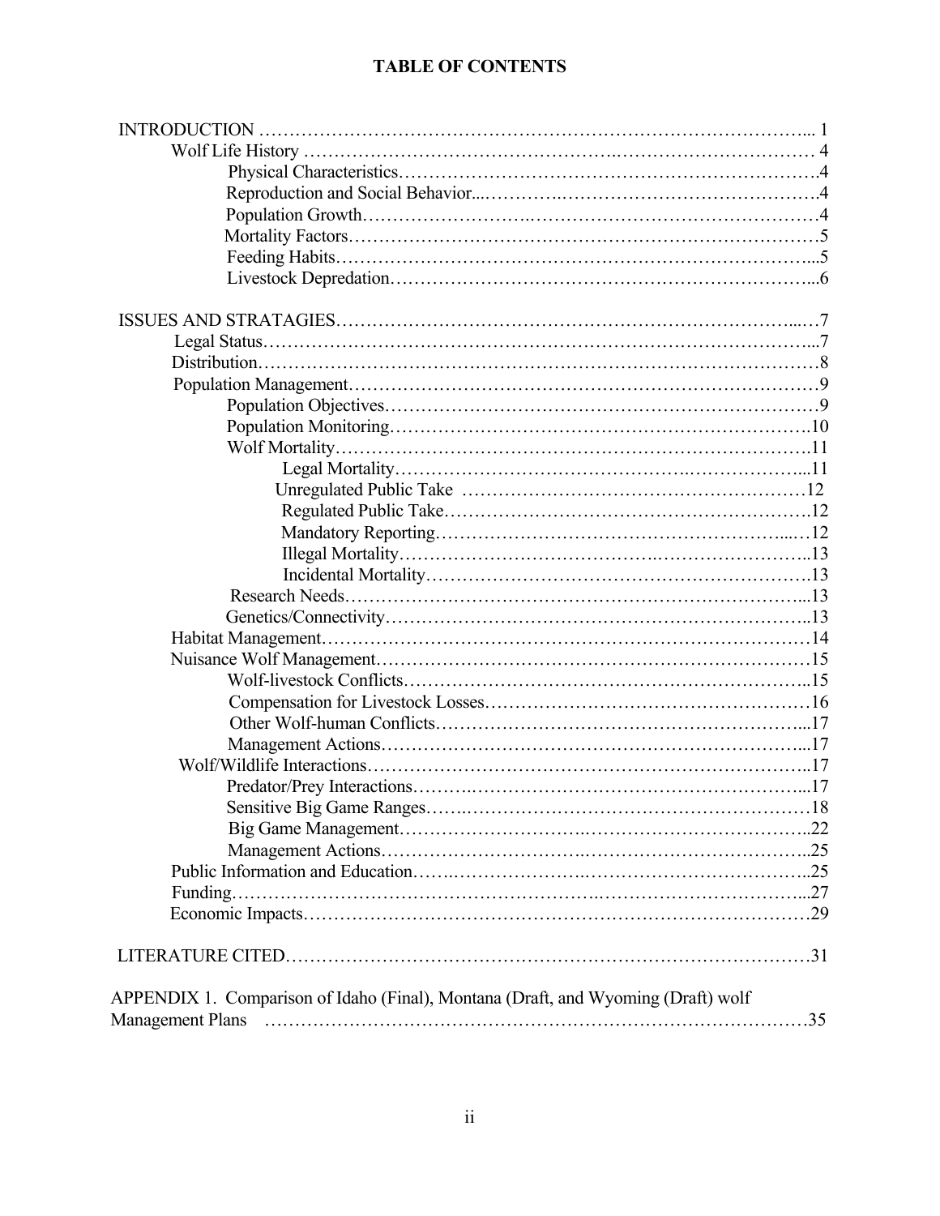## TABLE OF CONTENTS

INTRODUCTION ... 1

- Wolf Life History ... 4
  - Physical Characteristics ... 4
  - Reproduction and Social Behavior ... 4
  - Population Growth ... 4
  - Mortality Factors ... 5
  - Feeding Habits ... 5
  - Livestock Depredation ... 6

ISSUES AND STRATAGIES ... 7

- Legal Status ... 7
- Distribution ... 8
- Population Management ... 9
  - Population Objectives ... 9
  - Population Monitoring ... 10
  - Wolf Mortality ... 11
    - Legal Mortality ... 11
    - Unregulated Public Take ... 12
    - Regulated Public Take ... 12
    - Mandatory Reporting ... 12
    - Illegal Mortality ... 13
    - Incidental Mortality ... 13
  - Research Needs ... 13
  - Genetics/Connectivity ... 13
- Habitat Management ... 14
- Nuisance Wolf Management ... 15
  - Wolf-livestock Conflicts ... 15
  - Compensation for Livestock Losses ... 16
  - Other Wolf-human Conflicts ... 17
  - Management Actions ... 17
- Wolf/Wildlife Interactions ... 17
  - Predator/Prey Interactions ... 17
  - Sensitive Big Game Ranges ... 18
  - Big Game Management ... 22
  - Management Actions ... 25
- Public Information and Education ... 25
- Funding ... 27
- Economic Impacts ... 29

LITERATURE CITED ... 31

APPENDIX 1. Comparison of Idaho (Final), Montana (Draft, and Wyoming (Draft) wolf Management Plans ... 35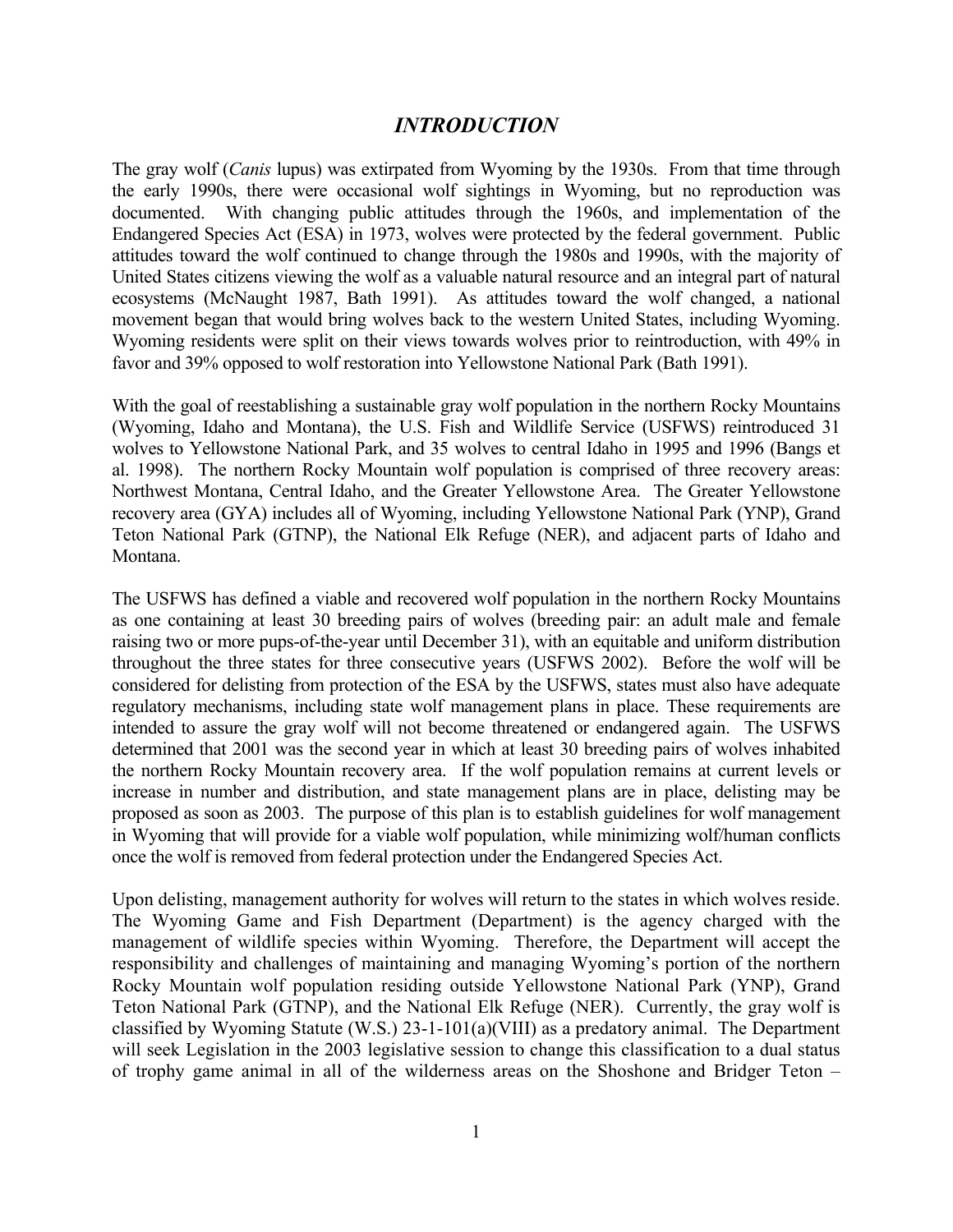# *INTRODUCTION*

The gray wolf (*Canis* lupus) was extirpated from Wyoming by the 1930s. From that time through the early 1990s, there were occasional wolf sightings in Wyoming, but no reproduction was documented. With changing public attitudes through the 1960s, and implementation of the Endangered Species Act (ESA) in 1973, wolves were protected by the federal government. Public attitudes toward the wolf continued to change through the 1980s and 1990s, with the majority of United States citizens viewing the wolf as a valuable natural resource and an integral part of natural ecosystems (McNaught 1987, Bath 1991). As attitudes toward the wolf changed, a national movement began that would bring wolves back to the western United States, including Wyoming. Wyoming residents were split on their views towards wolves prior to reintroduction, with 49% in favor and 39% opposed to wolf restoration into Yellowstone National Park (Bath 1991).

With the goal of reestablishing a sustainable gray wolf population in the northern Rocky Mountains (Wyoming, Idaho and Montana), the U.S. Fish and Wildlife Service (USFWS) reintroduced 31 wolves to Yellowstone National Park, and 35 wolves to central Idaho in 1995 and 1996 (Bangs et al. 1998). The northern Rocky Mountain wolf population is comprised of three recovery areas: Northwest Montana, Central Idaho, and the Greater Yellowstone Area. The Greater Yellowstone recovery area (GYA) includes all of Wyoming, including Yellowstone National Park (YNP), Grand Teton National Park (GTNP), the National Elk Refuge (NER), and adjacent parts of Idaho and Montana.

The USFWS has defined a viable and recovered wolf population in the northern Rocky Mountains as one containing at least 30 breeding pairs of wolves (breeding pair: an adult male and female raising two or more pups-of-the-year until December 31), with an equitable and uniform distribution throughout the three states for three consecutive years (USFWS 2002). Before the wolf will be considered for delisting from protection of the ESA by the USFWS, states must also have adequate regulatory mechanisms, including state wolf management plans in place. These requirements are intended to assure the gray wolf will not become threatened or endangered again. The USFWS determined that 2001 was the second year in which at least 30 breeding pairs of wolves inhabited the northern Rocky Mountain recovery area. If the wolf population remains at current levels or increase in number and distribution, and state management plans are in place, delisting may be proposed as soon as 2003. The purpose of this plan is to establish guidelines for wolf management in Wyoming that will provide for a viable wolf population, while minimizing wolf/human conflicts once the wolf is removed from federal protection under the Endangered Species Act.

Upon delisting, management authority for wolves will return to the states in which wolves reside. The Wyoming Game and Fish Department (Department) is the agency charged with the management of wildlife species within Wyoming. Therefore, the Department will accept the responsibility and challenges of maintaining and managing Wyoming's portion of the northern Rocky Mountain wolf population residing outside Yellowstone National Park (YNP), Grand Teton National Park (GTNP), and the National Elk Refuge (NER). Currently, the gray wolf is classified by Wyoming Statute (W.S.) 23-1-101(a)(VIII) as a predatory animal. The Department will seek Legislation in the 2003 legislative session to change this classification to a dual status of trophy game animal in all of the wilderness areas on the Shoshone and Bridger Teton –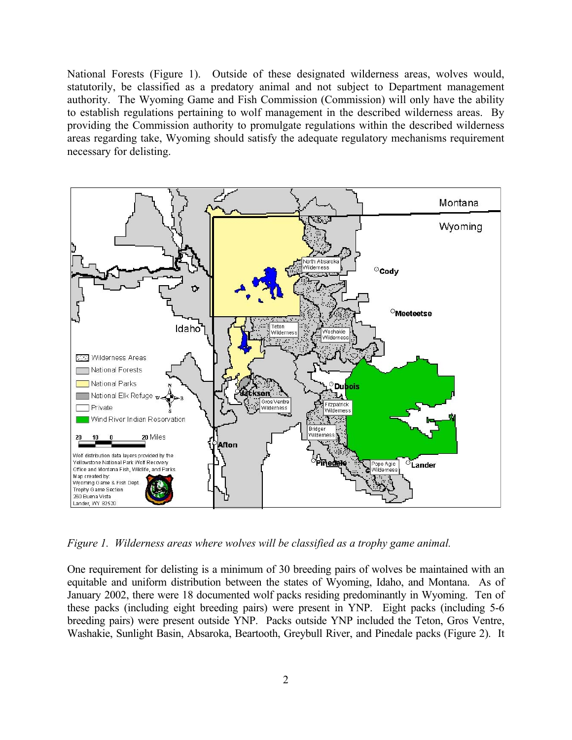National Forests (Figure 1). Outside of these designated wilderness areas, wolves would, statutorily, be classified as a predatory animal and not subject to Department management authority. The Wyoming Game and Fish Commission (Commission) will only have the ability to establish regulations pertaining to wolf management in the described wilderness areas. By providing the Commission authority to promulgate regulations within the described wilderness areas regarding take, Wyoming should satisfy the adequate regulatory mechanisms requirement necessary for delisting.

*Figure 1. Wilderness areas where wolves will be classified as a trophy game animal.*

One requirement for delisting is a minimum of 30 breeding pairs of wolves be maintained with an equitable and uniform distribution between the states of Wyoming, Idaho, and Montana. As of January 2002, there were 18 documented wolf packs residing predominantly in Wyoming. Ten of these packs (including eight breeding pairs) were present in YNP. Eight packs (including 5-6 breeding pairs) were present outside YNP. Packs outside YNP included the Teton, Gros Ventre, Washakie, Sunlight Basin, Absaroka, Beartooth, Greybull River, and Pinedale packs (Figure 2). It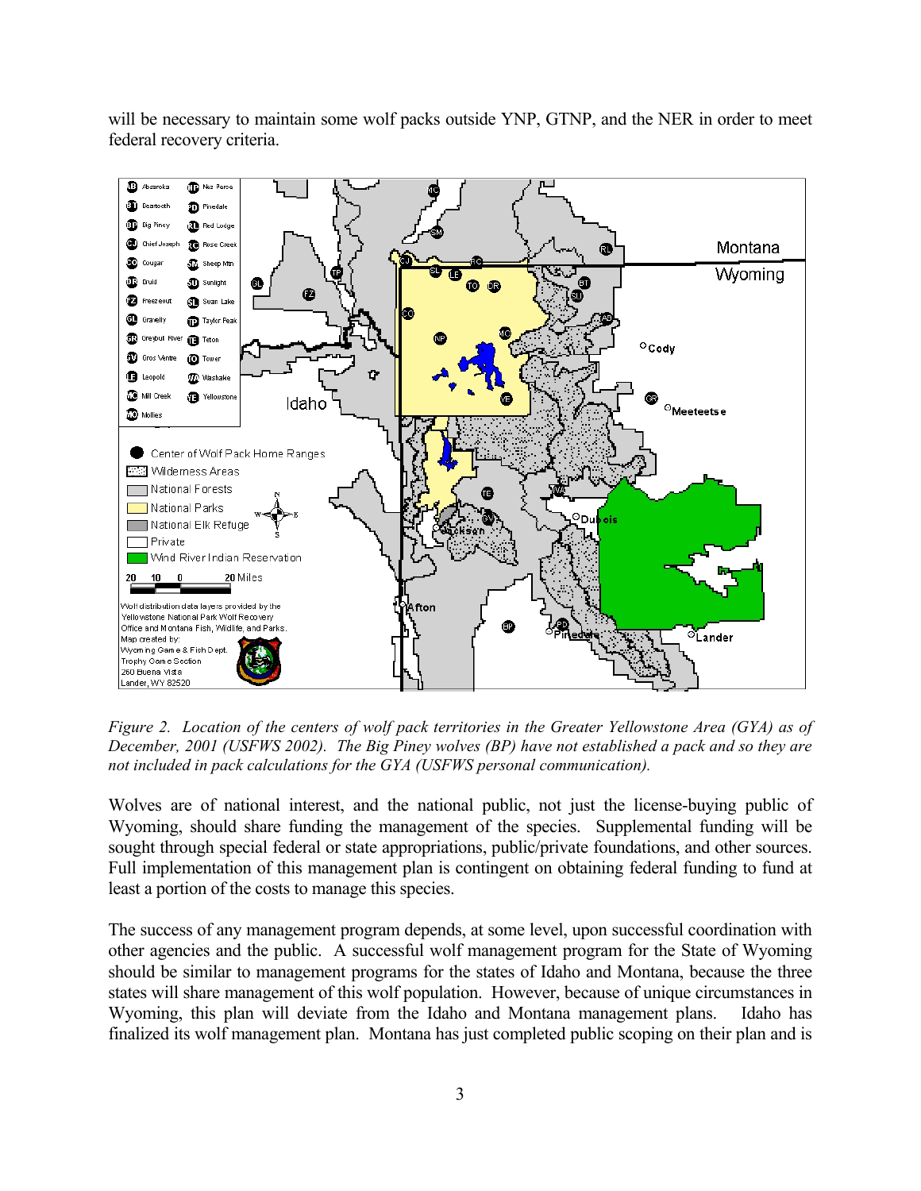will be necessary to maintain some wolf packs outside YNP, GTNP, and the NER in order to meet federal recovery criteria.

*Figure 2. Location of the centers of wolf pack territories in the Greater Yellowstone Area (GYA) as of December, 2001 (USFWS 2002). The Big Piney wolves (BP) have not established a pack and so they are not included in pack calculations for the GYA (USFWS personal communication).*

Wolves are of national interest, and the national public, not just the license-buying public of Wyoming, should share funding the management of the species. Supplemental funding will be sought through special federal or state appropriations, public/private foundations, and other sources. Full implementation of this management plan is contingent on obtaining federal funding to fund at least a portion of the costs to manage this species.

The success of any management program depends, at some level, upon successful coordination with other agencies and the public. A successful wolf management program for the State of Wyoming should be similar to management programs for the states of Idaho and Montana, because the three states will share management of this wolf population. However, because of unique circumstances in Wyoming, this plan will deviate from the Idaho and Montana management plans. Idaho has finalized its wolf management plan. Montana has just completed public scoping on their plan and is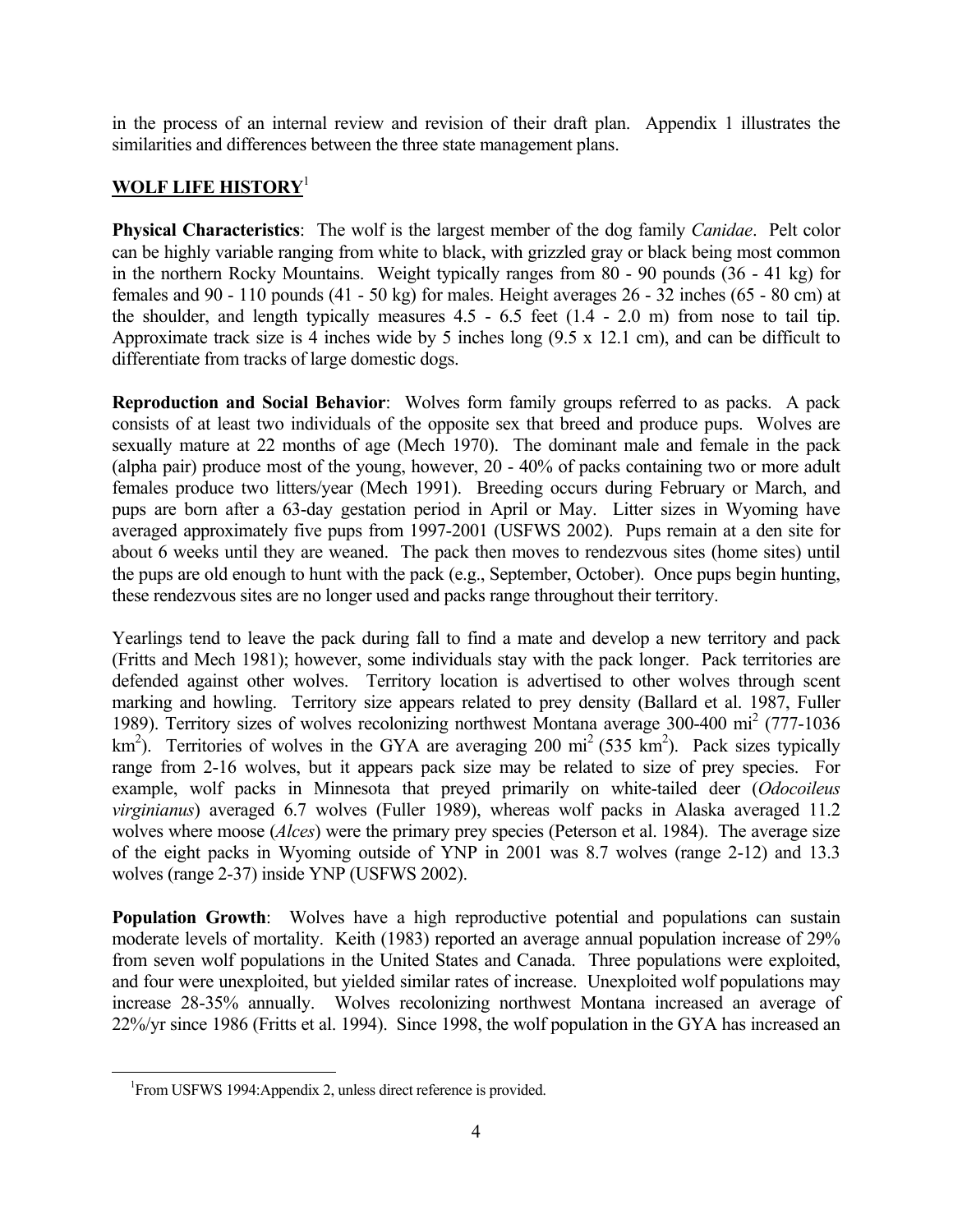in the process of an internal review and revision of their draft plan. Appendix 1 illustrates the similarities and differences between the three state management plans.

## WOLF LIFE HISTORY[1]

**Physical Characteristics**: The wolf is the largest member of the dog family *Canidae*. Pelt color can be highly variable ranging from white to black, with grizzled gray or black being most common in the northern Rocky Mountains. Weight typically ranges from 80 - 90 pounds (36 - 41 kg) for females and 90 - 110 pounds (41 - 50 kg) for males. Height averages 26 - 32 inches (65 - 80 cm) at the shoulder, and length typically measures 4.5 - 6.5 feet (1.4 - 2.0 m) from nose to tail tip. Approximate track size is 4 inches wide by 5 inches long (9.5 x 12.1 cm), and can be difficult to differentiate from tracks of large domestic dogs.

**Reproduction and Social Behavior**: Wolves form family groups referred to as packs. A pack consists of at least two individuals of the opposite sex that breed and produce pups. Wolves are sexually mature at 22 months of age (Mech 1970). The dominant male and female in the pack (alpha pair) produce most of the young, however, 20 - 40% of packs containing two or more adult females produce two litters/year (Mech 1991). Breeding occurs during February or March, and pups are born after a 63-day gestation period in April or May. Litter sizes in Wyoming have averaged approximately five pups from 1997-2001 (USFWS 2002). Pups remain at a den site for about 6 weeks until they are weaned. The pack then moves to rendezvous sites (home sites) until the pups are old enough to hunt with the pack (e.g., September, October). Once pups begin hunting, these rendezvous sites are no longer used and packs range throughout their territory.

Yearlings tend to leave the pack during fall to find a mate and develop a new territory and pack (Fritts and Mech 1981); however, some individuals stay with the pack longer. Pack territories are defended against other wolves. Territory location is advertised to other wolves through scent marking and howling. Territory size appears related to prey density (Ballard et al. 1987, Fuller 1989). Territory sizes of wolves recolonizing northwest Montana average 300-400 $mi^2$ (777-1036 $km^2$). Territories of wolves in the GYA are averaging 200 $mi^2$ (535 $km^2$). Pack sizes typically range from 2-16 wolves, but it appears pack size may be related to size of prey species. For example, wolf packs in Minnesota that preyed primarily on white-tailed deer (*Odocoileus virginianus*) averaged 6.7 wolves (Fuller 1989), whereas wolf packs in Alaska averaged 11.2 wolves where moose (*Alces*) were the primary prey species (Peterson et al. 1984). The average size of the eight packs in Wyoming outside of YNP in 2001 was 8.7 wolves (range 2-12) and 13.3 wolves (range 2-37) inside YNP (USFWS 2002).

**Population Growth**: Wolves have a high reproductive potential and populations can sustain moderate levels of mortality. Keith (1983) reported an average annual population increase of 29% from seven wolf populations in the United States and Canada. Three populations were exploited, and four were unexploited, but yielded similar rates of increase. Unexploited wolf populations may increase 28-35% annually. Wolves recolonizing northwest Montana increased an average of 22%/yr since 1986 (Fritts et al. 1994). Since 1998, the wolf population in the GYA has increased an

[1] From USFWS 1994:Appendix 2, unless direct reference is provided.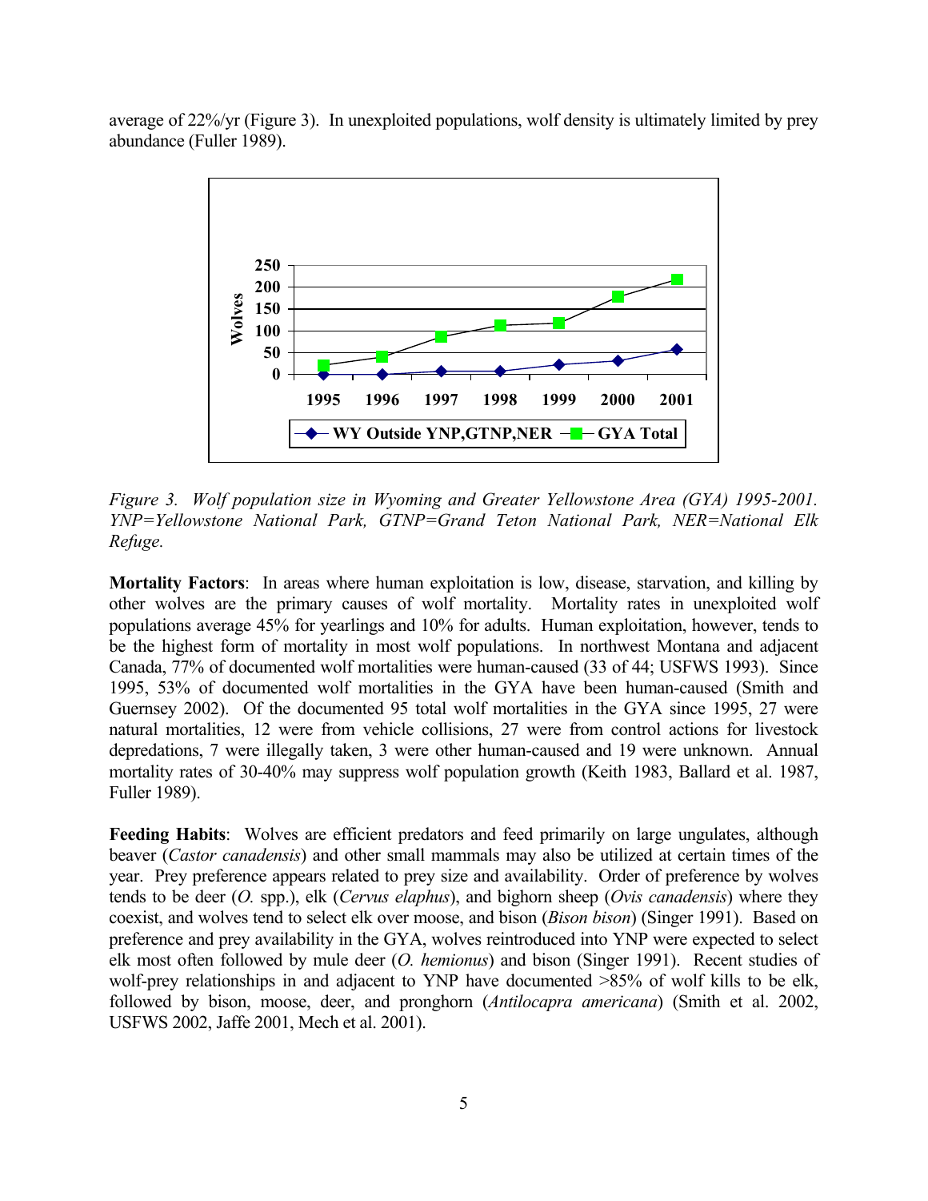average of 22%/yr (Figure 3). In unexploited populations, wolf density is ultimately limited by prey abundance (Fuller 1989).

*Figure 3. Wolf population size in Wyoming and Greater Yellowstone Area (GYA) 1995-2001. YNP=Yellowstone National Park, GTNP=Grand Teton National Park, NER=National Elk Refuge.*

**Mortality Factors**: In areas where human exploitation is low, disease, starvation, and killing by other wolves are the primary causes of wolf mortality. Mortality rates in unexploited wolf populations average 45% for yearlings and 10% for adults. Human exploitation, however, tends to be the highest form of mortality in most wolf populations. In northwest Montana and adjacent Canada, 77% of documented wolf mortalities were human-caused (33 of 44; USFWS 1993). Since 1995, 53% of documented wolf mortalities in the GYA have been human-caused (Smith and Guernsey 2002). Of the documented 95 total wolf mortalities in the GYA since 1995, 27 were natural mortalities, 12 were from vehicle collisions, 27 were from control actions for livestock depredations, 7 were illegally taken, 3 were other human-caused and 19 were unknown. Annual mortality rates of 30-40% may suppress wolf population growth (Keith 1983, Ballard et al. 1987, Fuller 1989).

**Feeding Habits**: Wolves are efficient predators and feed primarily on large ungulates, although beaver (*Castor canadensis*) and other small mammals may also be utilized at certain times of the year. Prey preference appears related to prey size and availability. Order of preference by wolves tends to be deer (*O.* spp.), elk (*Cervus elaphus*), and bighorn sheep (*Ovis canadensis*) where they coexist, and wolves tend to select elk over moose, and bison (*Bison bison*) (Singer 1991). Based on preference and prey availability in the GYA, wolves reintroduced into YNP were expected to select elk most often followed by mule deer (*O. hemionus*) and bison (Singer 1991). Recent studies of wolf-prey relationships in and adjacent to YNP have documented >85% of wolf kills to be elk, followed by bison, moose, deer, and pronghorn (*Antilocapra americana*) (Smith et al. 2002, USFWS 2002, Jaffe 2001, Mech et al. 2001).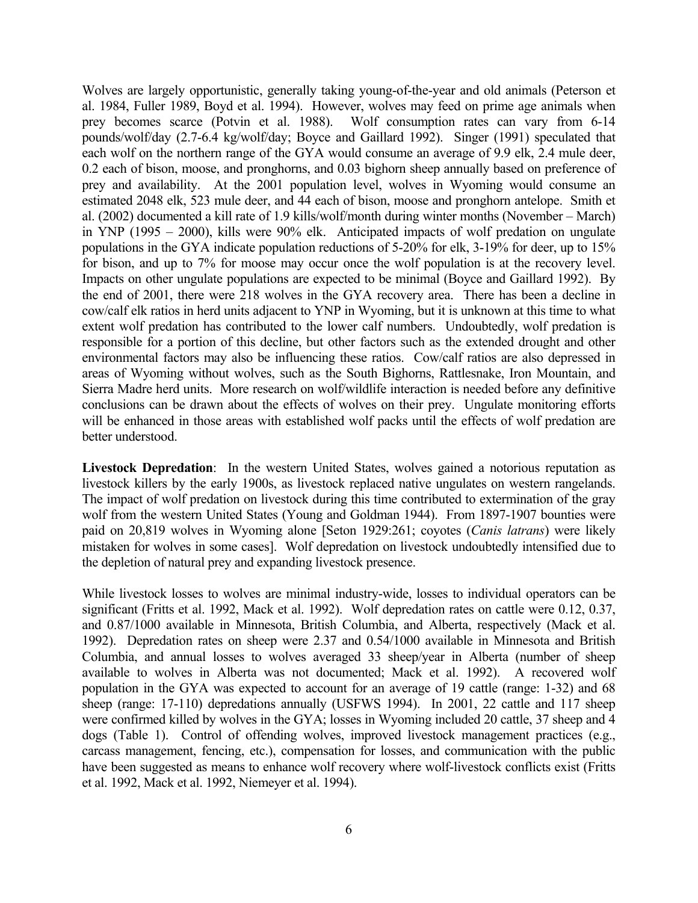Wolves are largely opportunistic, generally taking young-of-the-year and old animals (Peterson et al. 1984, Fuller 1989, Boyd et al. 1994). However, wolves may feed on prime age animals when prey becomes scarce (Potvin et al. 1988). Wolf consumption rates can vary from 6-14 pounds/wolf/day (2.7-6.4 kg/wolf/day; Boyce and Gaillard 1992). Singer (1991) speculated that each wolf on the northern range of the GYA would consume an average of 9.9 elk, 2.4 mule deer, 0.2 each of bison, moose, and pronghorns, and 0.03 bighorn sheep annually based on preference of prey and availability. At the 2001 population level, wolves in Wyoming would consume an estimated 2048 elk, 523 mule deer, and 44 each of bison, moose and pronghorn antelope. Smith et al. (2002) documented a kill rate of 1.9 kills/wolf/month during winter months (November – March) in YNP (1995 – 2000), kills were 90% elk. Anticipated impacts of wolf predation on ungulate populations in the GYA indicate population reductions of 5-20% for elk, 3-19% for deer, up to 15% for bison, and up to 7% for moose may occur once the wolf population is at the recovery level. Impacts on other ungulate populations are expected to be minimal (Boyce and Gaillard 1992). By the end of 2001, there were 218 wolves in the GYA recovery area. There has been a decline in cow/calf elk ratios in herd units adjacent to YNP in Wyoming, but it is unknown at this time to what extent wolf predation has contributed to the lower calf numbers. Undoubtedly, wolf predation is responsible for a portion of this decline, but other factors such as the extended drought and other environmental factors may also be influencing these ratios. Cow/calf ratios are also depressed in areas of Wyoming without wolves, such as the South Bighorns, Rattlesnake, Iron Mountain, and Sierra Madre herd units. More research on wolf/wildlife interaction is needed before any definitive conclusions can be drawn about the effects of wolves on their prey. Ungulate monitoring efforts will be enhanced in those areas with established wolf packs until the effects of wolf predation are better understood.

**Livestock Depredation**: In the western United States, wolves gained a notorious reputation as livestock killers by the early 1900s, as livestock replaced native ungulates on western rangelands. The impact of wolf predation on livestock during this time contributed to extermination of the gray wolf from the western United States (Young and Goldman 1944). From 1897-1907 bounties were paid on 20,819 wolves in Wyoming alone [Seton 1929:261; coyotes (*Canis latrans*) were likely mistaken for wolves in some cases]. Wolf depredation on livestock undoubtedly intensified due to the depletion of natural prey and expanding livestock presence.

While livestock losses to wolves are minimal industry-wide, losses to individual operators can be significant (Fritts et al. 1992, Mack et al. 1992). Wolf depredation rates on cattle were 0.12, 0.37, and 0.87/1000 available in Minnesota, British Columbia, and Alberta, respectively (Mack et al. 1992). Depredation rates on sheep were 2.37 and 0.54/1000 available in Minnesota and British Columbia, and annual losses to wolves averaged 33 sheep/year in Alberta (number of sheep available to wolves in Alberta was not documented; Mack et al. 1992). A recovered wolf population in the GYA was expected to account for an average of 19 cattle (range: 1-32) and 68 sheep (range: 17-110) depredations annually (USFWS 1994). In 2001, 22 cattle and 117 sheep were confirmed killed by wolves in the GYA; losses in Wyoming included 20 cattle, 37 sheep and 4 dogs (Table 1). Control of offending wolves, improved livestock management practices (e.g., carcass management, fencing, etc.), compensation for losses, and communication with the public have been suggested as means to enhance wolf recovery where wolf-livestock conflicts exist (Fritts et al. 1992, Mack et al. 1992, Niemeyer et al. 1994).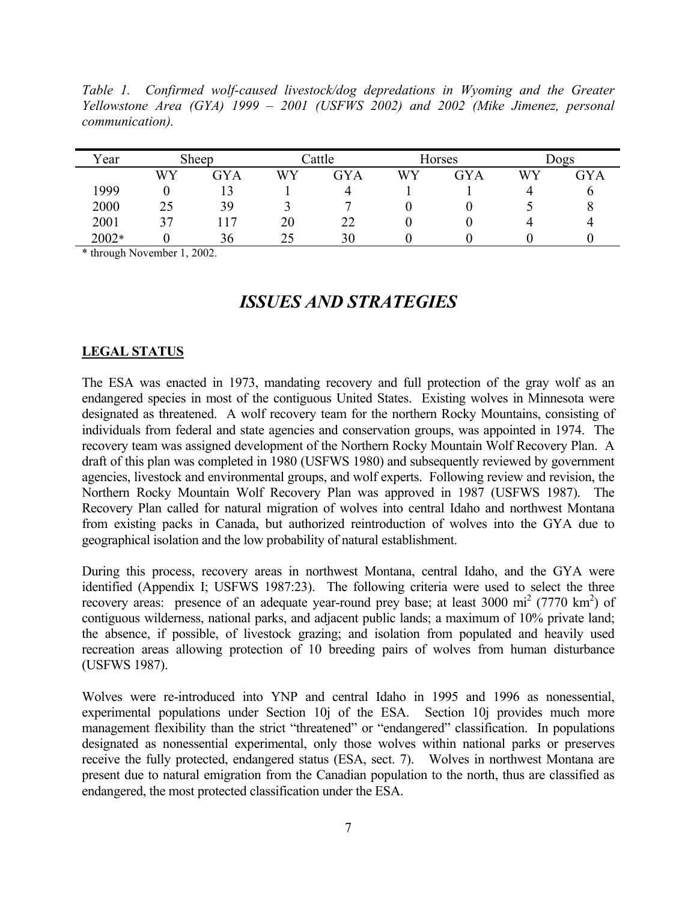*Table 1. Confirmed wolf-caused livestock/dog depredations in Wyoming and the Greater Yellowstone Area (GYA) 1999 – 2001 (USFWS 2002) and 2002 (Mike Jimenez, personal communication).*

| Year | Sheep | | Cattle | | Horses | | Dogs | |
|---|---|---|---|---|---|---|---|---|
| | WY | GYA | WY | GYA | WY | GYA | WY | GYA |
| 1999 | 0 | 13 | 1 | 4 | 1 | 1 | 4 | 6 |
| 2000 | 25 | 39 | 3 | 7 | 0 | 0 | 5 | 8 |
| 2001 | 37 | 117 | 20 | 22 | 0 | 0 | 4 | 4 |
| 2002* | 0 | 36 | 25 | 30 | 0 | 0 | 0 | 0 |

* through November 1, 2002.

## *ISSUES AND STRATEGIES*

### **LEGAL STATUS**

The ESA was enacted in 1973, mandating recovery and full protection of the gray wolf as an endangered species in most of the contiguous United States. Existing wolves in Minnesota were designated as threatened. A wolf recovery team for the northern Rocky Mountains, consisting of individuals from federal and state agencies and conservation groups, was appointed in 1974. The recovery team was assigned development of the Northern Rocky Mountain Wolf Recovery Plan. A draft of this plan was completed in 1980 (USFWS 1980) and subsequently reviewed by government agencies, livestock and environmental groups, and wolf experts. Following review and revision, the Northern Rocky Mountain Wolf Recovery Plan was approved in 1987 (USFWS 1987). The Recovery Plan called for natural migration of wolves into central Idaho and northwest Montana from existing packs in Canada, but authorized reintroduction of wolves into the GYA due to geographical isolation and the low probability of natural establishment.

During this process, recovery areas in northwest Montana, central Idaho, and the GYA were identified (Appendix I; USFWS 1987:23). The following criteria were used to select the three recovery areas: presence of an adequate year-round prey base; at least 3000 $mi^2$ (7770 $km^2$) of contiguous wilderness, national parks, and adjacent public lands; a maximum of 10% private land; the absence, if possible, of livestock grazing; and isolation from populated and heavily used recreation areas allowing protection of 10 breeding pairs of wolves from human disturbance (USFWS 1987).

Wolves were re-introduced into YNP and central Idaho in 1995 and 1996 as nonessential, experimental populations under Section 10j of the ESA. Section 10j provides much more management flexibility than the strict "threatened" or "endangered" classification. In populations designated as nonessential experimental, only those wolves within national parks or preserves receive the fully protected, endangered status (ESA, sect. 7). Wolves in northwest Montana are present due to natural emigration from the Canadian population to the north, thus are classified as endangered, the most protected classification under the ESA.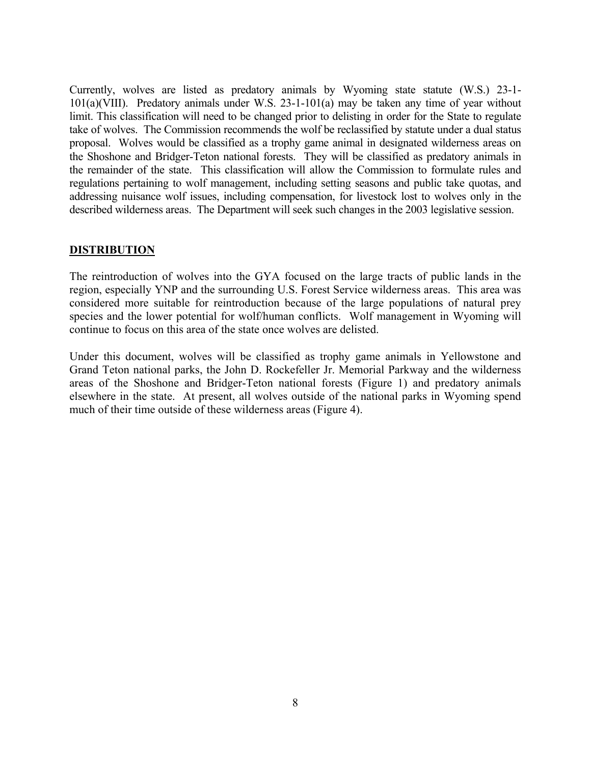Currently, wolves are listed as predatory animals by Wyoming state statute (W.S.) 23-1-101(a)(VIII). Predatory animals under W.S. 23-1-101(a) may be taken any time of year without limit. This classification will need to be changed prior to delisting in order for the State to regulate take of wolves. The Commission recommends the wolf be reclassified by statute under a dual status proposal. Wolves would be classified as a trophy game animal in designated wilderness areas on the Shoshone and Bridger-Teton national forests. They will be classified as predatory animals in the remainder of the state. This classification will allow the Commission to formulate rules and regulations pertaining to wolf management, including setting seasons and public take quotas, and addressing nuisance wolf issues, including compensation, for livestock lost to wolves only in the described wilderness areas. The Department will seek such changes in the 2003 legislative session.

## DISTRIBUTION

The reintroduction of wolves into the GYA focused on the large tracts of public lands in the region, especially YNP and the surrounding U.S. Forest Service wilderness areas. This area was considered more suitable for reintroduction because of the large populations of natural prey species and the lower potential for wolf/human conflicts. Wolf management in Wyoming will continue to focus on this area of the state once wolves are delisted.

Under this document, wolves will be classified as trophy game animals in Yellowstone and Grand Teton national parks, the John D. Rockefeller Jr. Memorial Parkway and the wilderness areas of the Shoshone and Bridger-Teton national forests (Figure 1) and predatory animals elsewhere in the state. At present, all wolves outside of the national parks in Wyoming spend much of their time outside of these wilderness areas (Figure 4).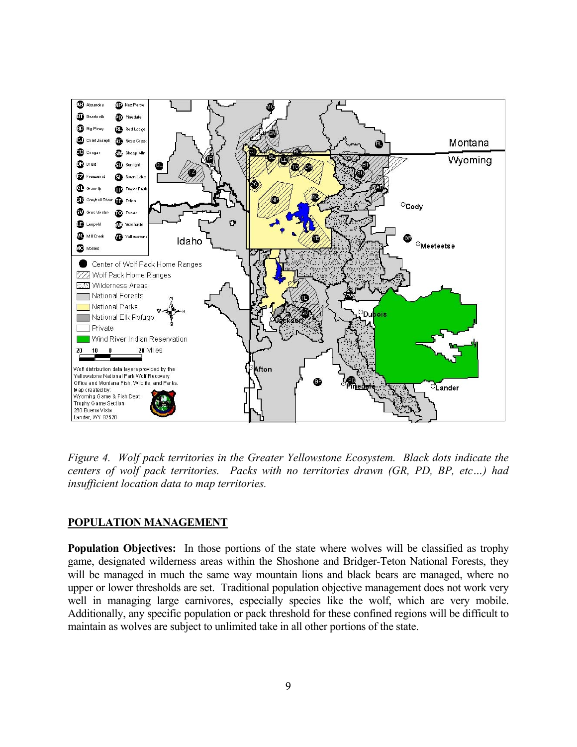*Figure 4. Wolf pack territories in the Greater Yellowstone Ecosystem. Black dots indicate the centers of wolf pack territories. Packs with no territories drawn (GR, PD, BP, etc…) had insufficient location data to map territories.*

## POPULATION MANAGEMENT

**Population Objectives:** In those portions of the state where wolves will be classified as trophy game, designated wilderness areas within the Shoshone and Bridger-Teton National Forests, they will be managed in much the same way mountain lions and black bears are managed, where no upper or lower thresholds are set. Traditional population objective management does not work very well in managing large carnivores, especially species like the wolf, which are very mobile. Additionally, any specific population or pack threshold for these confined regions will be difficult to maintain as wolves are subject to unlimited take in all other portions of the state.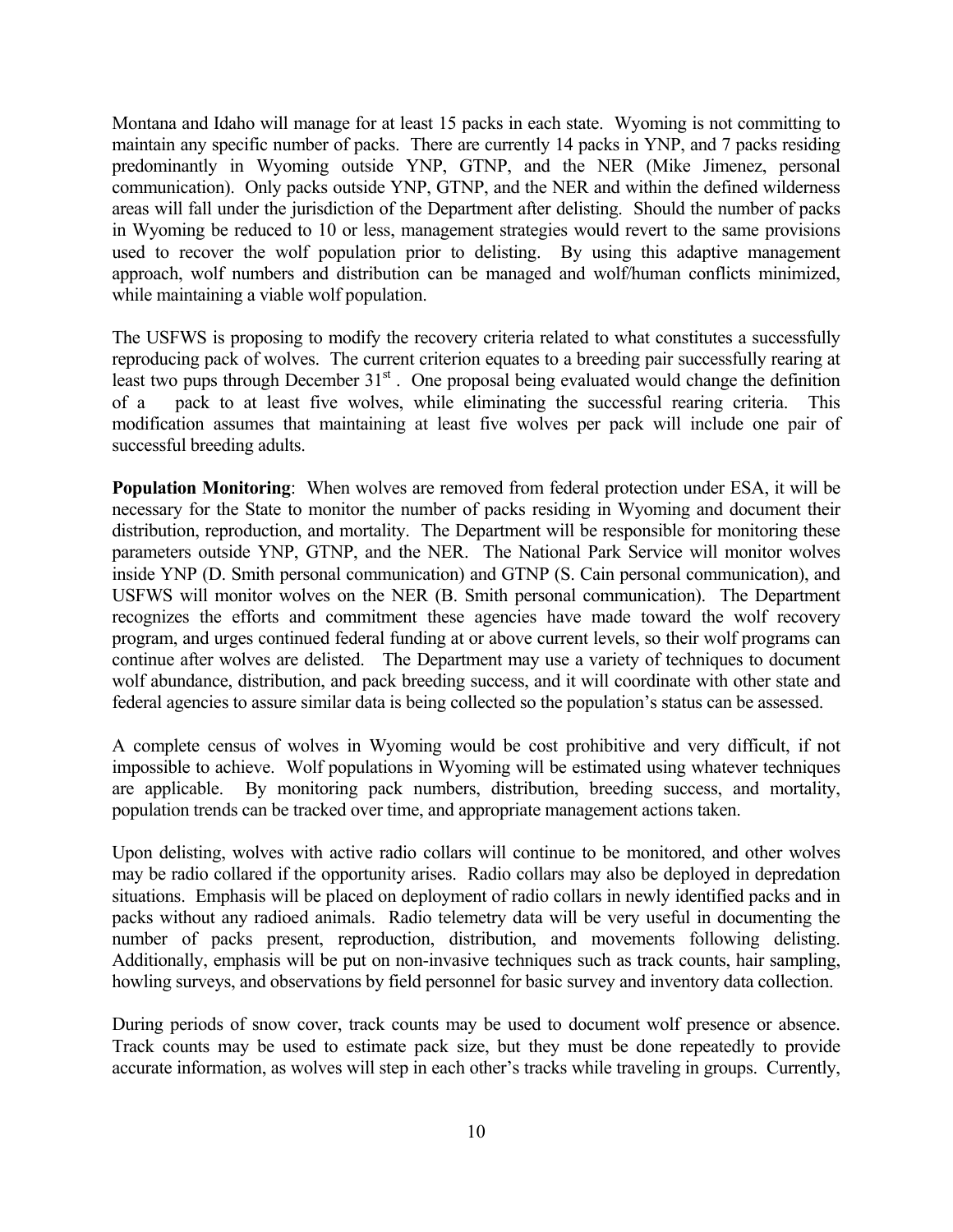Montana and Idaho will manage for at least 15 packs in each state. Wyoming is not committing to maintain any specific number of packs. There are currently 14 packs in YNP, and 7 packs residing predominantly in Wyoming outside YNP, GTNP, and the NER (Mike Jimenez, personal communication). Only packs outside YNP, GTNP, and the NER and within the defined wilderness areas will fall under the jurisdiction of the Department after delisting. Should the number of packs in Wyoming be reduced to 10 or less, management strategies would revert to the same provisions used to recover the wolf population prior to delisting. By using this adaptive management approach, wolf numbers and distribution can be managed and wolf/human conflicts minimized, while maintaining a viable wolf population.

The USFWS is proposing to modify the recovery criteria related to what constitutes a successfully reproducing pack of wolves. The current criterion equates to a breeding pair successfully rearing at least two pups through December 31st. One proposal being evaluated would change the definition of a pack to at least five wolves, while eliminating the successful rearing criteria. This modification assumes that maintaining at least five wolves per pack will include one pair of successful breeding adults.

**Population Monitoring**: When wolves are removed from federal protection under ESA, it will be necessary for the State to monitor the number of packs residing in Wyoming and document their distribution, reproduction, and mortality. The Department will be responsible for monitoring these parameters outside YNP, GTNP, and the NER. The National Park Service will monitor wolves inside YNP (D. Smith personal communication) and GTNP (S. Cain personal communication), and USFWS will monitor wolves on the NER (B. Smith personal communication). The Department recognizes the efforts and commitment these agencies have made toward the wolf recovery program, and urges continued federal funding at or above current levels, so their wolf programs can continue after wolves are delisted. The Department may use a variety of techniques to document wolf abundance, distribution, and pack breeding success, and it will coordinate with other state and federal agencies to assure similar data is being collected so the population's status can be assessed.

A complete census of wolves in Wyoming would be cost prohibitive and very difficult, if not impossible to achieve. Wolf populations in Wyoming will be estimated using whatever techniques are applicable. By monitoring pack numbers, distribution, breeding success, and mortality, population trends can be tracked over time, and appropriate management actions taken.

Upon delisting, wolves with active radio collars will continue to be monitored, and other wolves may be radio collared if the opportunity arises. Radio collars may also be deployed in depredation situations. Emphasis will be placed on deployment of radio collars in newly identified packs and in packs without any radioed animals. Radio telemetry data will be very useful in documenting the number of packs present, reproduction, distribution, and movements following delisting. Additionally, emphasis will be put on non-invasive techniques such as track counts, hair sampling, howling surveys, and observations by field personnel for basic survey and inventory data collection.

During periods of snow cover, track counts may be used to document wolf presence or absence. Track counts may be used to estimate pack size, but they must be done repeatedly to provide accurate information, as wolves will step in each other's tracks while traveling in groups. Currently,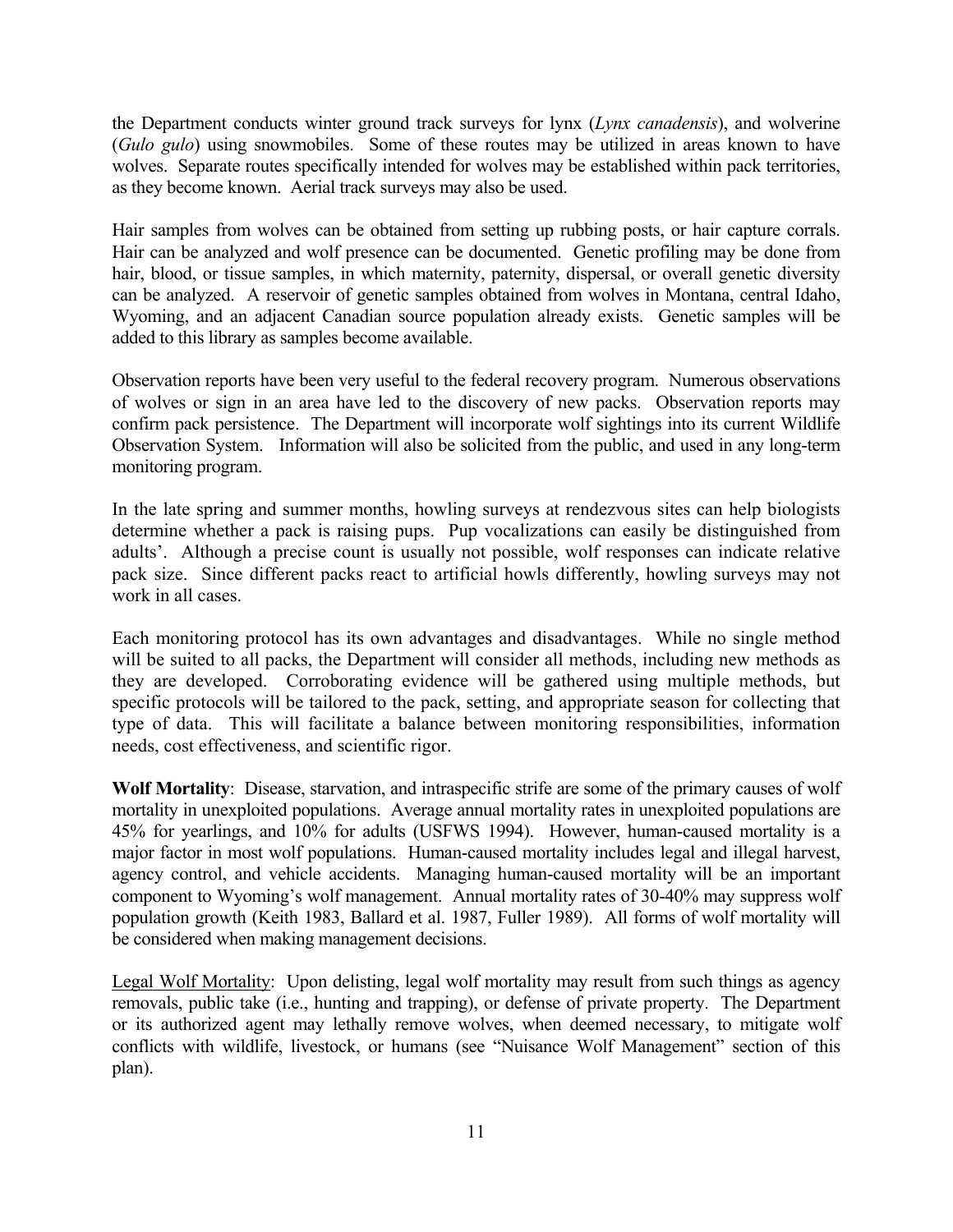the Department conducts winter ground track surveys for lynx (*Lynx canadensis*), and wolverine (*Gulo gulo*) using snowmobiles. Some of these routes may be utilized in areas known to have wolves. Separate routes specifically intended for wolves may be established within pack territories, as they become known. Aerial track surveys may also be used.

Hair samples from wolves can be obtained from setting up rubbing posts, or hair capture corrals. Hair can be analyzed and wolf presence can be documented. Genetic profiling may be done from hair, blood, or tissue samples, in which maternity, paternity, dispersal, or overall genetic diversity can be analyzed. A reservoir of genetic samples obtained from wolves in Montana, central Idaho, Wyoming, and an adjacent Canadian source population already exists. Genetic samples will be added to this library as samples become available.

Observation reports have been very useful to the federal recovery program. Numerous observations of wolves or sign in an area have led to the discovery of new packs. Observation reports may confirm pack persistence. The Department will incorporate wolf sightings into its current Wildlife Observation System. Information will also be solicited from the public, and used in any long-term monitoring program.

In the late spring and summer months, howling surveys at rendezvous sites can help biologists determine whether a pack is raising pups. Pup vocalizations can easily be distinguished from adults'. Although a precise count is usually not possible, wolf responses can indicate relative pack size. Since different packs react to artificial howls differently, howling surveys may not work in all cases.

Each monitoring protocol has its own advantages and disadvantages. While no single method will be suited to all packs, the Department will consider all methods, including new methods as they are developed. Corroborating evidence will be gathered using multiple methods, but specific protocols will be tailored to the pack, setting, and appropriate season for collecting that type of data. This will facilitate a balance between monitoring responsibilities, information needs, cost effectiveness, and scientific rigor.

**Wolf Mortality**: Disease, starvation, and intraspecific strife are some of the primary causes of wolf mortality in unexploited populations. Average annual mortality rates in unexploited populations are 45% for yearlings, and 10% for adults (USFWS 1994). However, human-caused mortality is a major factor in most wolf populations. Human-caused mortality includes legal and illegal harvest, agency control, and vehicle accidents. Managing human-caused mortality will be an important component to Wyoming's wolf management. Annual mortality rates of 30-40% may suppress wolf population growth (Keith 1983, Ballard et al. 1987, Fuller 1989). All forms of wolf mortality will be considered when making management decisions.

Legal Wolf Mortality: Upon delisting, legal wolf mortality may result from such things as agency removals, public take (i.e., hunting and trapping), or defense of private property. The Department or its authorized agent may lethally remove wolves, when deemed necessary, to mitigate wolf conflicts with wildlife, livestock, or humans (see "Nuisance Wolf Management" section of this plan).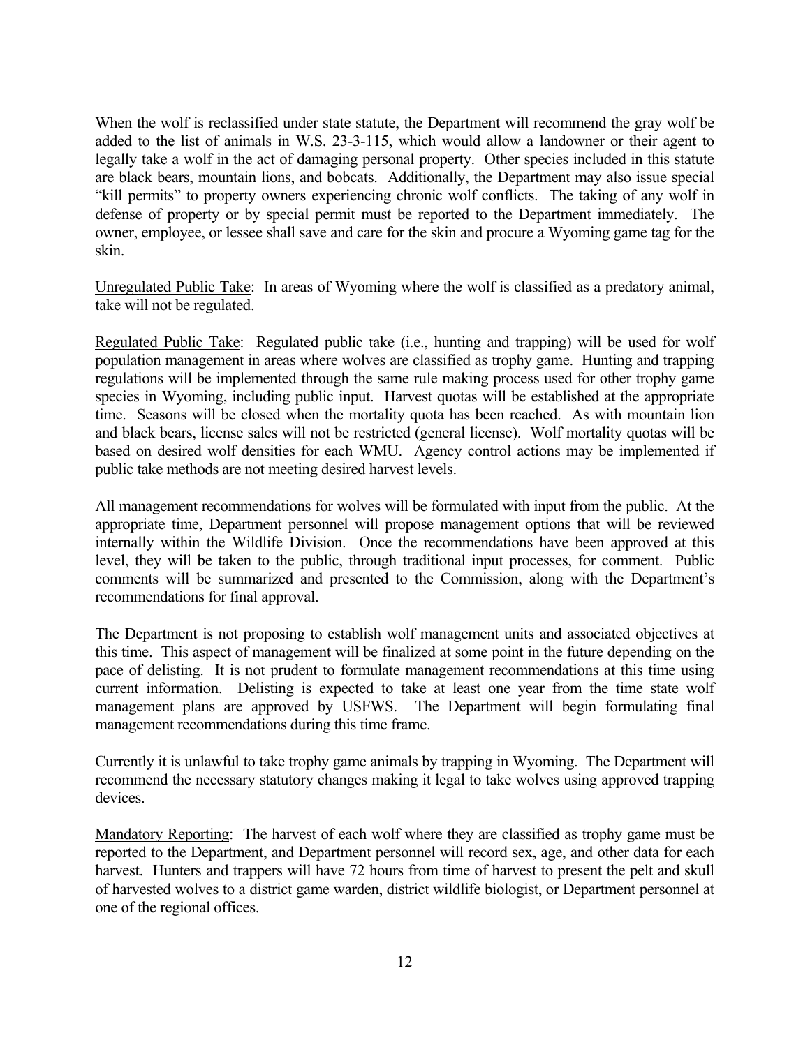When the wolf is reclassified under state statute, the Department will recommend the gray wolf be added to the list of animals in W.S. 23-3-115, which would allow a landowner or their agent to legally take a wolf in the act of damaging personal property. Other species included in this statute are black bears, mountain lions, and bobcats. Additionally, the Department may also issue special "kill permits" to property owners experiencing chronic wolf conflicts. The taking of any wolf in defense of property or by special permit must be reported to the Department immediately. The owner, employee, or lessee shall save and care for the skin and procure a Wyoming game tag for the skin.

Unregulated Public Take: In areas of Wyoming where the wolf is classified as a predatory animal, take will not be regulated.

Regulated Public Take: Regulated public take (i.e., hunting and trapping) will be used for wolf population management in areas where wolves are classified as trophy game. Hunting and trapping regulations will be implemented through the same rule making process used for other trophy game species in Wyoming, including public input. Harvest quotas will be established at the appropriate time. Seasons will be closed when the mortality quota has been reached. As with mountain lion and black bears, license sales will not be restricted (general license). Wolf mortality quotas will be based on desired wolf densities for each WMU. Agency control actions may be implemented if public take methods are not meeting desired harvest levels.

All management recommendations for wolves will be formulated with input from the public. At the appropriate time, Department personnel will propose management options that will be reviewed internally within the Wildlife Division. Once the recommendations have been approved at this level, they will be taken to the public, through traditional input processes, for comment. Public comments will be summarized and presented to the Commission, along with the Department's recommendations for final approval.

The Department is not proposing to establish wolf management units and associated objectives at this time. This aspect of management will be finalized at some point in the future depending on the pace of delisting. It is not prudent to formulate management recommendations at this time using current information. Delisting is expected to take at least one year from the time state wolf management plans are approved by USFWS. The Department will begin formulating final management recommendations during this time frame.

Currently it is unlawful to take trophy game animals by trapping in Wyoming. The Department will recommend the necessary statutory changes making it legal to take wolves using approved trapping devices.

Mandatory Reporting: The harvest of each wolf where they are classified as trophy game must be reported to the Department, and Department personnel will record sex, age, and other data for each harvest. Hunters and trappers will have 72 hours from time of harvest to present the pelt and skull of harvested wolves to a district game warden, district wildlife biologist, or Department personnel at one of the regional offices.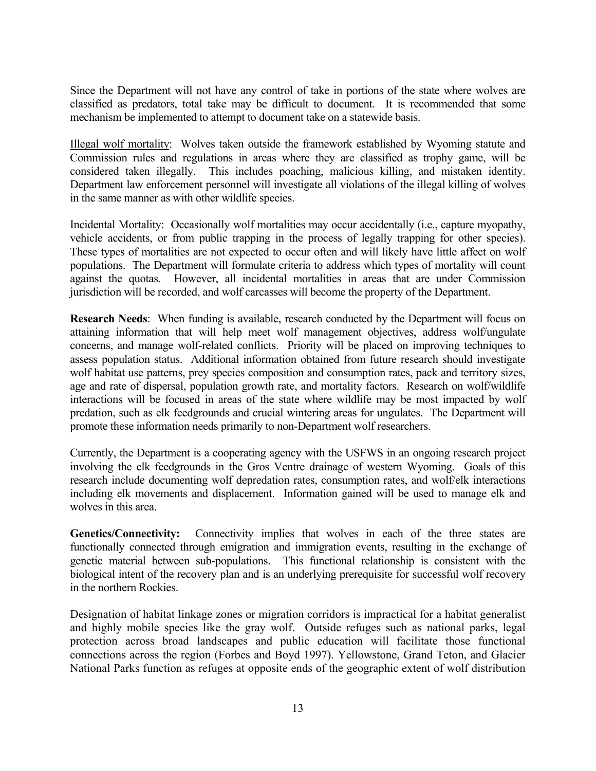Since the Department will not have any control of take in portions of the state where wolves are classified as predators, total take may be difficult to document. It is recommended that some mechanism be implemented to attempt to document take on a statewide basis.

Illegal wolf mortality: Wolves taken outside the framework established by Wyoming statute and Commission rules and regulations in areas where they are classified as trophy game, will be considered taken illegally. This includes poaching, malicious killing, and mistaken identity. Department law enforcement personnel will investigate all violations of the illegal killing of wolves in the same manner as with other wildlife species.

Incidental Mortality: Occasionally wolf mortalities may occur accidentally (i.e., capture myopathy, vehicle accidents, or from public trapping in the process of legally trapping for other species). These types of mortalities are not expected to occur often and will likely have little affect on wolf populations. The Department will formulate criteria to address which types of mortality will count against the quotas. However, all incidental mortalities in areas that are under Commission jurisdiction will be recorded, and wolf carcasses will become the property of the Department.

**Research Needs**: When funding is available, research conducted by the Department will focus on attaining information that will help meet wolf management objectives, address wolf/ungulate concerns, and manage wolf-related conflicts. Priority will be placed on improving techniques to assess population status. Additional information obtained from future research should investigate wolf habitat use patterns, prey species composition and consumption rates, pack and territory sizes, age and rate of dispersal, population growth rate, and mortality factors. Research on wolf/wildlife interactions will be focused in areas of the state where wildlife may be most impacted by wolf predation, such as elk feedgrounds and crucial wintering areas for ungulates. The Department will promote these information needs primarily to non-Department wolf researchers.

Currently, the Department is a cooperating agency with the USFWS in an ongoing research project involving the elk feedgrounds in the Gros Ventre drainage of western Wyoming. Goals of this research include documenting wolf depredation rates, consumption rates, and wolf/elk interactions including elk movements and displacement. Information gained will be used to manage elk and wolves in this area.

**Genetics/Connectivity:** Connectivity implies that wolves in each of the three states are functionally connected through emigration and immigration events, resulting in the exchange of genetic material between sub-populations. This functional relationship is consistent with the biological intent of the recovery plan and is an underlying prerequisite for successful wolf recovery in the northern Rockies.

Designation of habitat linkage zones or migration corridors is impractical for a habitat generalist and highly mobile species like the gray wolf. Outside refuges such as national parks, legal protection across broad landscapes and public education will facilitate those functional connections across the region (Forbes and Boyd 1997). Yellowstone, Grand Teton, and Glacier National Parks function as refuges at opposite ends of the geographic extent of wolf distribution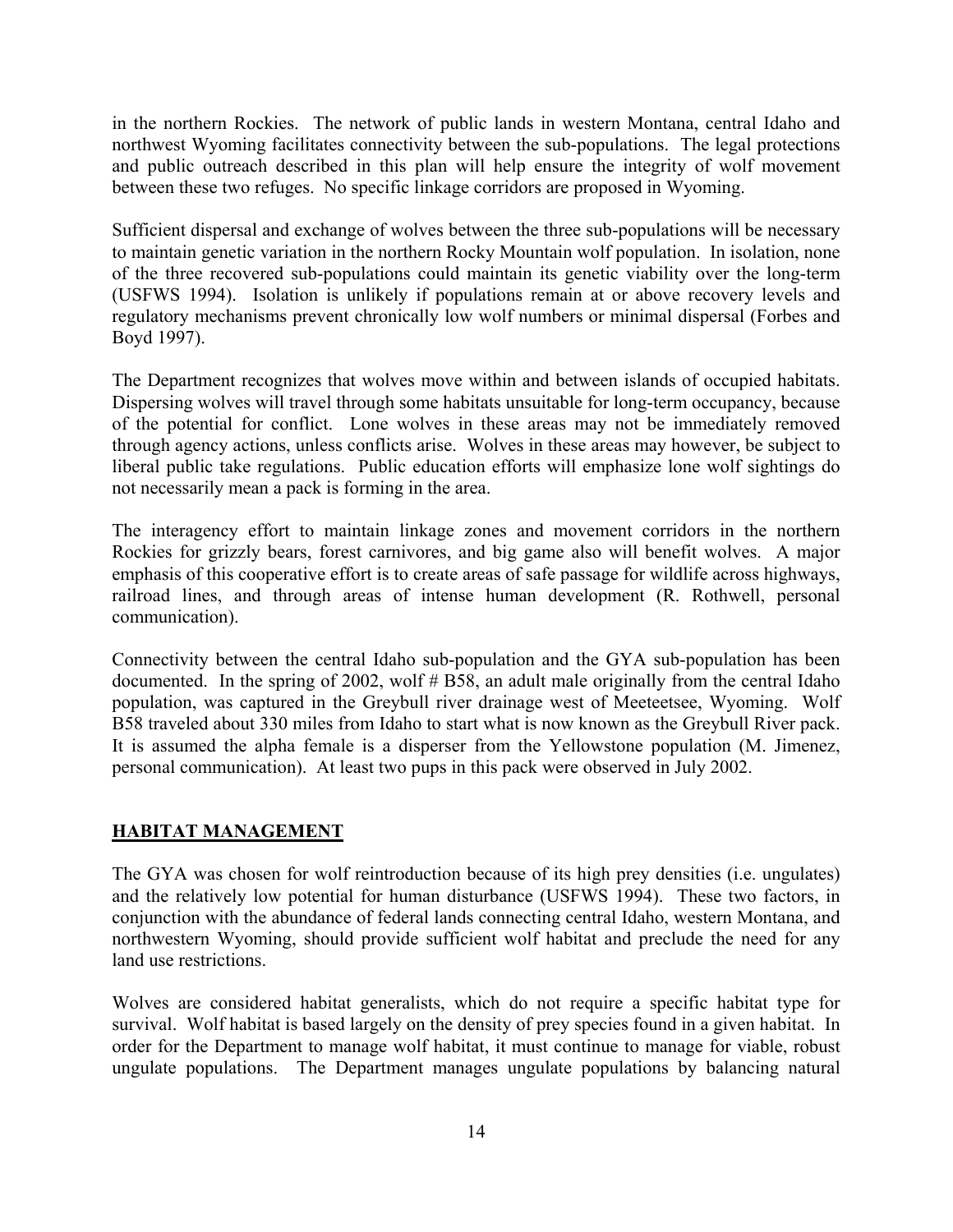in the northern Rockies. The network of public lands in western Montana, central Idaho and northwest Wyoming facilitates connectivity between the sub-populations. The legal protections and public outreach described in this plan will help ensure the integrity of wolf movement between these two refuges. No specific linkage corridors are proposed in Wyoming.

Sufficient dispersal and exchange of wolves between the three sub-populations will be necessary to maintain genetic variation in the northern Rocky Mountain wolf population. In isolation, none of the three recovered sub-populations could maintain its genetic viability over the long-term (USFWS 1994). Isolation is unlikely if populations remain at or above recovery levels and regulatory mechanisms prevent chronically low wolf numbers or minimal dispersal (Forbes and Boyd 1997).

The Department recognizes that wolves move within and between islands of occupied habitats. Dispersing wolves will travel through some habitats unsuitable for long-term occupancy, because of the potential for conflict. Lone wolves in these areas may not be immediately removed through agency actions, unless conflicts arise. Wolves in these areas may however, be subject to liberal public take regulations. Public education efforts will emphasize lone wolf sightings do not necessarily mean a pack is forming in the area.

The interagency effort to maintain linkage zones and movement corridors in the northern Rockies for grizzly bears, forest carnivores, and big game also will benefit wolves. A major emphasis of this cooperative effort is to create areas of safe passage for wildlife across highways, railroad lines, and through areas of intense human development (R. Rothwell, personal communication).

Connectivity between the central Idaho sub-population and the GYA sub-population has been documented. In the spring of 2002, wolf # B58, an adult male originally from the central Idaho population, was captured in the Greybull river drainage west of Meeteetsee, Wyoming. Wolf B58 traveled about 330 miles from Idaho to start what is now known as the Greybull River pack. It is assumed the alpha female is a disperser from the Yellowstone population (M. Jimenez, personal communication). At least two pups in this pack were observed in July 2002.

## HABITAT MANAGEMENT

The GYA was chosen for wolf reintroduction because of its high prey densities (i.e. ungulates) and the relatively low potential for human disturbance (USFWS 1994). These two factors, in conjunction with the abundance of federal lands connecting central Idaho, western Montana, and northwestern Wyoming, should provide sufficient wolf habitat and preclude the need for any land use restrictions.

Wolves are considered habitat generalists, which do not require a specific habitat type for survival. Wolf habitat is based largely on the density of prey species found in a given habitat. In order for the Department to manage wolf habitat, it must continue to manage for viable, robust ungulate populations. The Department manages ungulate populations by balancing natural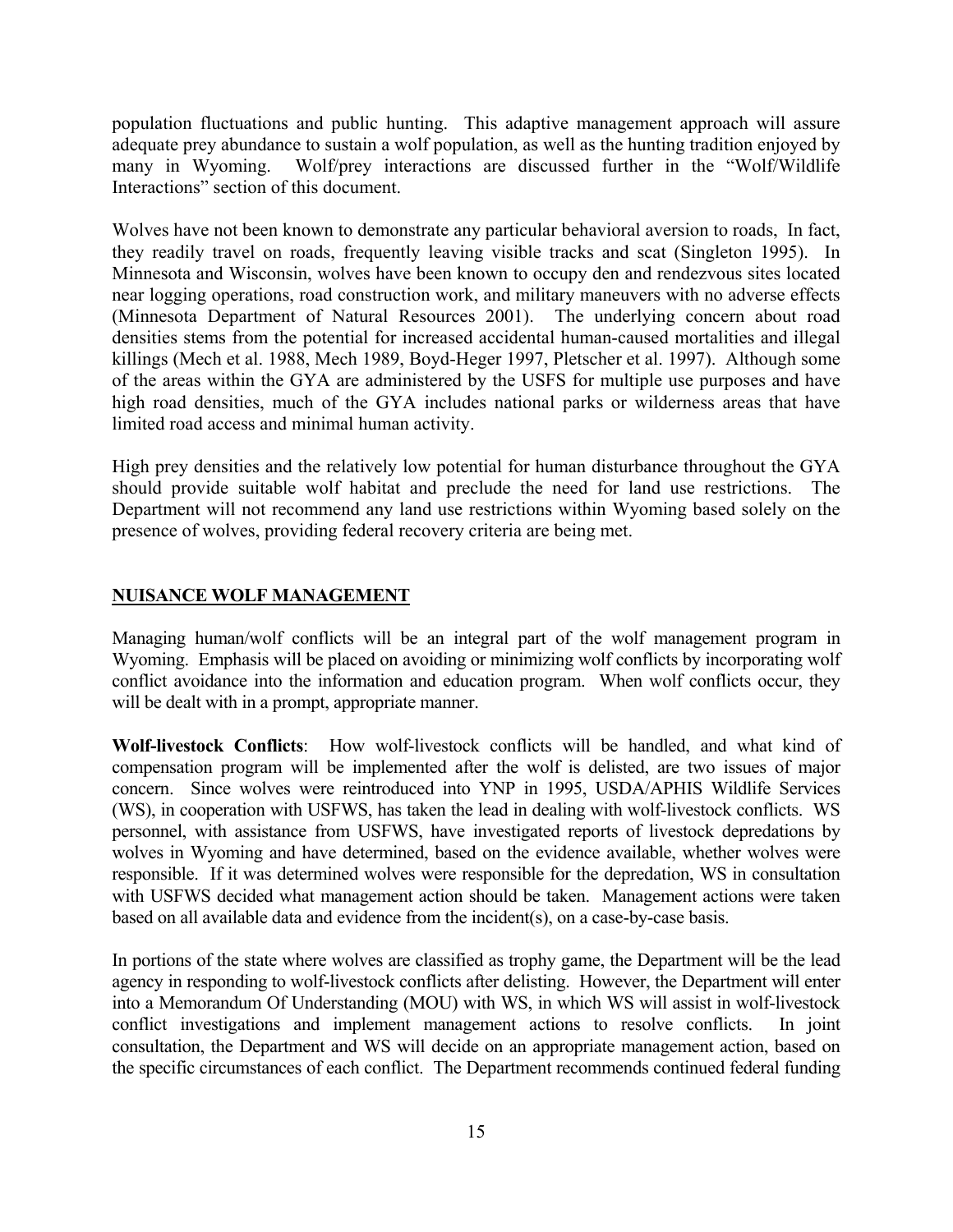population fluctuations and public hunting. This adaptive management approach will assure adequate prey abundance to sustain a wolf population, as well as the hunting tradition enjoyed by many in Wyoming. Wolf/prey interactions are discussed further in the "Wolf/Wildlife Interactions" section of this document.

Wolves have not been known to demonstrate any particular behavioral aversion to roads, In fact, they readily travel on roads, frequently leaving visible tracks and scat (Singleton 1995). In Minnesota and Wisconsin, wolves have been known to occupy den and rendezvous sites located near logging operations, road construction work, and military maneuvers with no adverse effects (Minnesota Department of Natural Resources 2001). The underlying concern about road densities stems from the potential for increased accidental human-caused mortalities and illegal killings (Mech et al. 1988, Mech 1989, Boyd-Heger 1997, Pletscher et al. 1997). Although some of the areas within the GYA are administered by the USFS for multiple use purposes and have high road densities, much of the GYA includes national parks or wilderness areas that have limited road access and minimal human activity.

High prey densities and the relatively low potential for human disturbance throughout the GYA should provide suitable wolf habitat and preclude the need for land use restrictions. The Department will not recommend any land use restrictions within Wyoming based solely on the presence of wolves, providing federal recovery criteria are being met.

## NUISANCE WOLF MANAGEMENT

Managing human/wolf conflicts will be an integral part of the wolf management program in Wyoming. Emphasis will be placed on avoiding or minimizing wolf conflicts by incorporating wolf conflict avoidance into the information and education program. When wolf conflicts occur, they will be dealt with in a prompt, appropriate manner.

**Wolf-livestock Conflicts**: How wolf-livestock conflicts will be handled, and what kind of compensation program will be implemented after the wolf is delisted, are two issues of major concern. Since wolves were reintroduced into YNP in 1995, USDA/APHIS Wildlife Services (WS), in cooperation with USFWS, has taken the lead in dealing with wolf-livestock conflicts. WS personnel, with assistance from USFWS, have investigated reports of livestock depredations by wolves in Wyoming and have determined, based on the evidence available, whether wolves were responsible. If it was determined wolves were responsible for the depredation, WS in consultation with USFWS decided what management action should be taken. Management actions were taken based on all available data and evidence from the incident(s), on a case-by-case basis.

In portions of the state where wolves are classified as trophy game, the Department will be the lead agency in responding to wolf-livestock conflicts after delisting. However, the Department will enter into a Memorandum Of Understanding (MOU) with WS, in which WS will assist in wolf-livestock conflict investigations and implement management actions to resolve conflicts. In joint consultation, the Department and WS will decide on an appropriate management action, based on the specific circumstances of each conflict. The Department recommends continued federal funding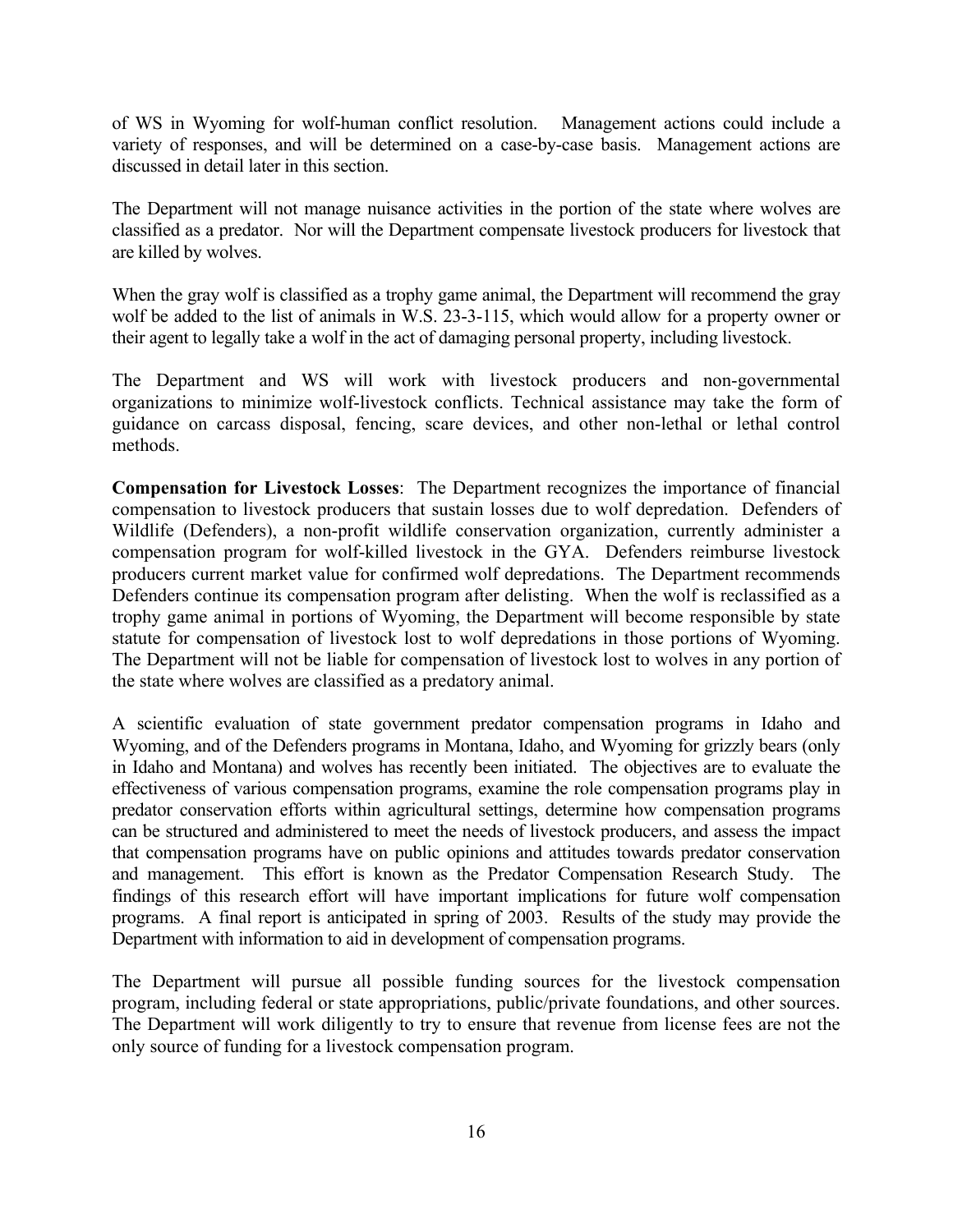of WS in Wyoming for wolf-human conflict resolution. Management actions could include a variety of responses, and will be determined on a case-by-case basis. Management actions are discussed in detail later in this section.

The Department will not manage nuisance activities in the portion of the state where wolves are classified as a predator. Nor will the Department compensate livestock producers for livestock that are killed by wolves.

When the gray wolf is classified as a trophy game animal, the Department will recommend the gray wolf be added to the list of animals in W.S. 23-3-115, which would allow for a property owner or their agent to legally take a wolf in the act of damaging personal property, including livestock.

The Department and WS will work with livestock producers and non-governmental organizations to minimize wolf-livestock conflicts. Technical assistance may take the form of guidance on carcass disposal, fencing, scare devices, and other non-lethal or lethal control methods.

**Compensation for Livestock Losses**: The Department recognizes the importance of financial compensation to livestock producers that sustain losses due to wolf depredation. Defenders of Wildlife (Defenders), a non-profit wildlife conservation organization, currently administer a compensation program for wolf-killed livestock in the GYA. Defenders reimburse livestock producers current market value for confirmed wolf depredations. The Department recommends Defenders continue its compensation program after delisting. When the wolf is reclassified as a trophy game animal in portions of Wyoming, the Department will become responsible by state statute for compensation of livestock lost to wolf depredations in those portions of Wyoming. The Department will not be liable for compensation of livestock lost to wolves in any portion of the state where wolves are classified as a predatory animal.

A scientific evaluation of state government predator compensation programs in Idaho and Wyoming, and of the Defenders programs in Montana, Idaho, and Wyoming for grizzly bears (only in Idaho and Montana) and wolves has recently been initiated. The objectives are to evaluate the effectiveness of various compensation programs, examine the role compensation programs play in predator conservation efforts within agricultural settings, determine how compensation programs can be structured and administered to meet the needs of livestock producers, and assess the impact that compensation programs have on public opinions and attitudes towards predator conservation and management. This effort is known as the Predator Compensation Research Study. The findings of this research effort will have important implications for future wolf compensation programs. A final report is anticipated in spring of 2003. Results of the study may provide the Department with information to aid in development of compensation programs.

The Department will pursue all possible funding sources for the livestock compensation program, including federal or state appropriations, public/private foundations, and other sources. The Department will work diligently to try to ensure that revenue from license fees are not the only source of funding for a livestock compensation program.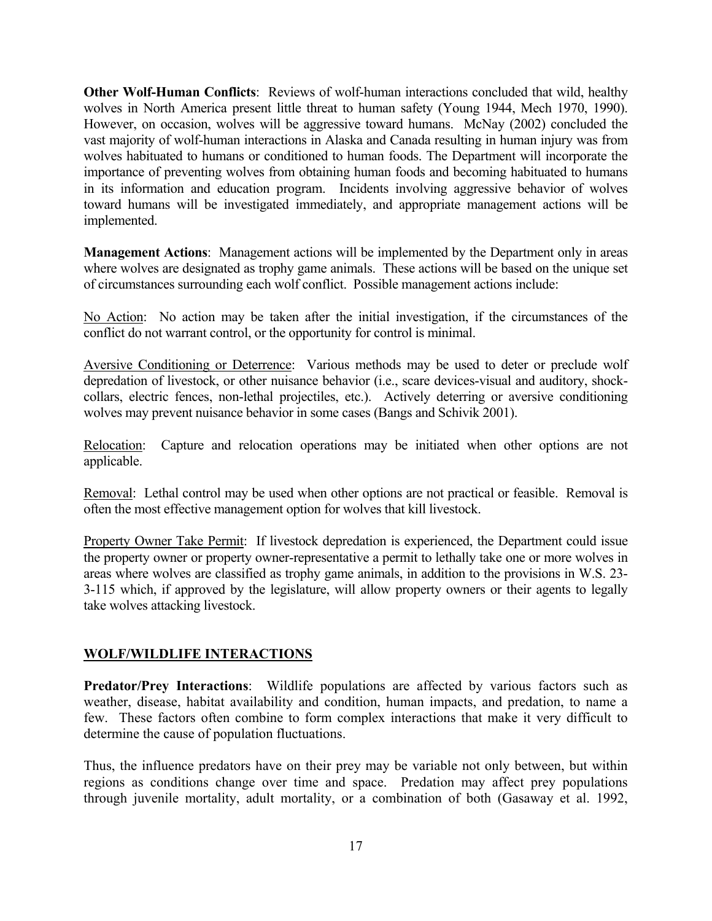**Other Wolf-Human Conflicts**: Reviews of wolf-human interactions concluded that wild, healthy wolves in North America present little threat to human safety (Young 1944, Mech 1970, 1990). However, on occasion, wolves will be aggressive toward humans. McNay (2002) concluded the vast majority of wolf-human interactions in Alaska and Canada resulting in human injury was from wolves habituated to humans or conditioned to human foods. The Department will incorporate the importance of preventing wolves from obtaining human foods and becoming habituated to humans in its information and education program. Incidents involving aggressive behavior of wolves toward humans will be investigated immediately, and appropriate management actions will be implemented.

**Management Actions**: Management actions will be implemented by the Department only in areas where wolves are designated as trophy game animals. These actions will be based on the unique set of circumstances surrounding each wolf conflict. Possible management actions include:

<u>No Action</u>: No action may be taken after the initial investigation, if the circumstances of the conflict do not warrant control, or the opportunity for control is minimal.

<u>Aversive Conditioning or Deterrence</u>: Various methods may be used to deter or preclude wolf depredation of livestock, or other nuisance behavior (i.e., scare devices-visual and auditory, shock-collars, electric fences, non-lethal projectiles, etc.). Actively deterring or aversive conditioning wolves may prevent nuisance behavior in some cases (Bangs and Schivik 2001).

<u>Relocation</u>: Capture and relocation operations may be initiated when other options are not applicable.

<u>Removal</u>: Lethal control may be used when other options are not practical or feasible. Removal is often the most effective management option for wolves that kill livestock.

<u>Property Owner Take Permit</u>: If livestock depredation is experienced, the Department could issue the property owner or property owner-representative a permit to lethally take one or more wolves in areas where wolves are classified as trophy game animals, in addition to the provisions in W.S. 23-3-115 which, if approved by the legislature, will allow property owners or their agents to legally take wolves attacking livestock.

## <u>WOLF/WILDLIFE INTERACTIONS</u>

**Predator/Prey Interactions**: Wildlife populations are affected by various factors such as weather, disease, habitat availability and condition, human impacts, and predation, to name a few. These factors often combine to form complex interactions that make it very difficult to determine the cause of population fluctuations.

Thus, the influence predators have on their prey may be variable not only between, but within regions as conditions change over time and space. Predation may affect prey populations through juvenile mortality, adult mortality, or a combination of both (Gasaway et al. 1992,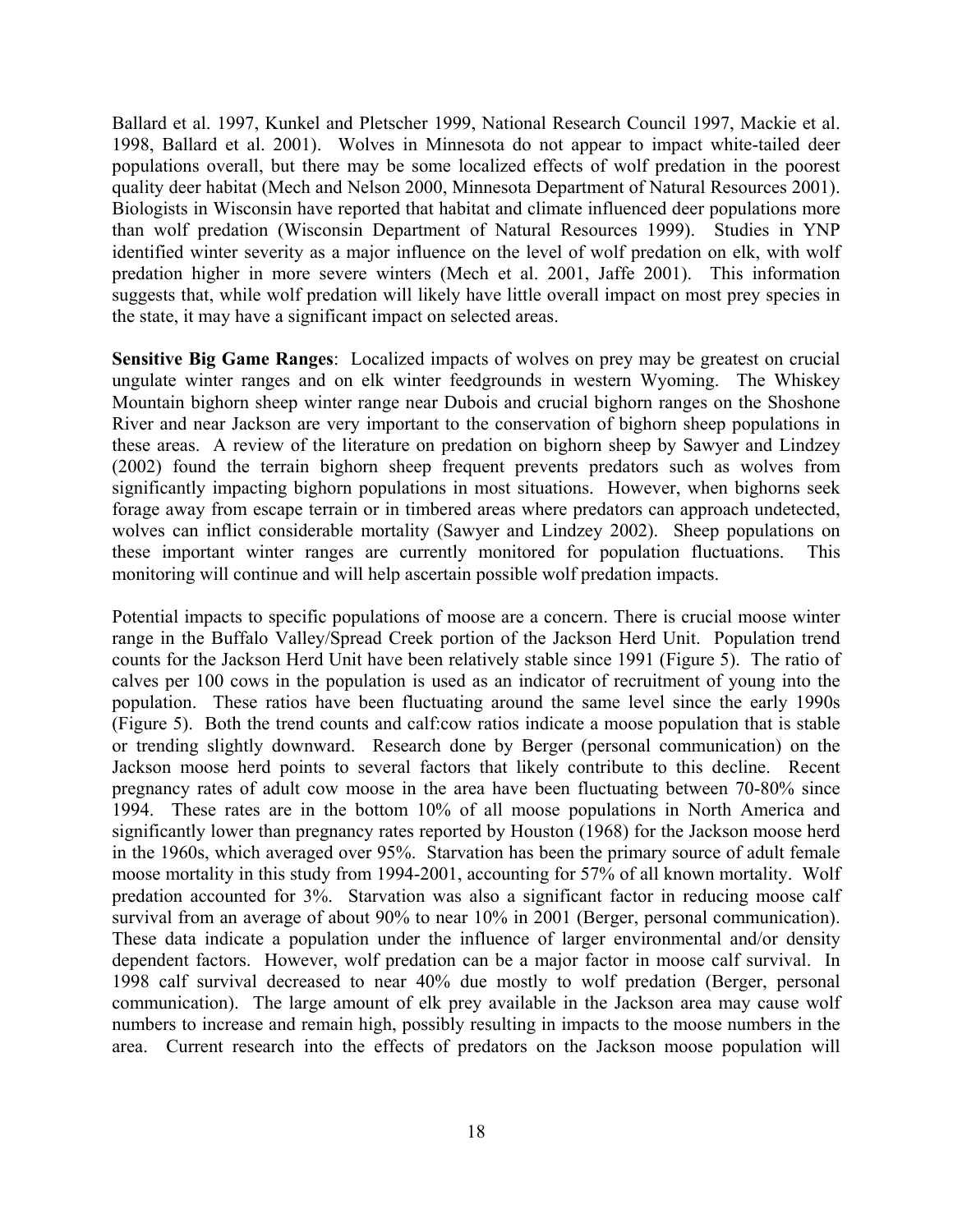Ballard et al. 1997, Kunkel and Pletscher 1999, National Research Council 1997, Mackie et al. 1998, Ballard et al. 2001). Wolves in Minnesota do not appear to impact white-tailed deer populations overall, but there may be some localized effects of wolf predation in the poorest quality deer habitat (Mech and Nelson 2000, Minnesota Department of Natural Resources 2001). Biologists in Wisconsin have reported that habitat and climate influenced deer populations more than wolf predation (Wisconsin Department of Natural Resources 1999). Studies in YNP identified winter severity as a major influence on the level of wolf predation on elk, with wolf predation higher in more severe winters (Mech et al. 2001, Jaffe 2001). This information suggests that, while wolf predation will likely have little overall impact on most prey species in the state, it may have a significant impact on selected areas.

**Sensitive Big Game Ranges**: Localized impacts of wolves on prey may be greatest on crucial ungulate winter ranges and on elk winter feedgrounds in western Wyoming. The Whiskey Mountain bighorn sheep winter range near Dubois and crucial bighorn ranges on the Shoshone River and near Jackson are very important to the conservation of bighorn sheep populations in these areas. A review of the literature on predation on bighorn sheep by Sawyer and Lindzey (2002) found the terrain bighorn sheep frequent prevents predators such as wolves from significantly impacting bighorn populations in most situations. However, when bighorns seek forage away from escape terrain or in timbered areas where predators can approach undetected, wolves can inflict considerable mortality (Sawyer and Lindzey 2002). Sheep populations on these important winter ranges are currently monitored for population fluctuations. This monitoring will continue and will help ascertain possible wolf predation impacts.

Potential impacts to specific populations of moose are a concern. There is crucial moose winter range in the Buffalo Valley/Spread Creek portion of the Jackson Herd Unit. Population trend counts for the Jackson Herd Unit have been relatively stable since 1991 (Figure 5). The ratio of calves per 100 cows in the population is used as an indicator of recruitment of young into the population. These ratios have been fluctuating around the same level since the early 1990s (Figure 5). Both the trend counts and calf:cow ratios indicate a moose population that is stable or trending slightly downward. Research done by Berger (personal communication) on the Jackson moose herd points to several factors that likely contribute to this decline. Recent pregnancy rates of adult cow moose in the area have been fluctuating between 70-80% since 1994. These rates are in the bottom 10% of all moose populations in North America and significantly lower than pregnancy rates reported by Houston (1968) for the Jackson moose herd in the 1960s, which averaged over 95%. Starvation has been the primary source of adult female moose mortality in this study from 1994-2001, accounting for 57% of all known mortality. Wolf predation accounted for 3%. Starvation was also a significant factor in reducing moose calf survival from an average of about 90% to near 10% in 2001 (Berger, personal communication). These data indicate a population under the influence of larger environmental and/or density dependent factors. However, wolf predation can be a major factor in moose calf survival. In 1998 calf survival decreased to near 40% due mostly to wolf predation (Berger, personal communication). The large amount of elk prey available in the Jackson area may cause wolf numbers to increase and remain high, possibly resulting in impacts to the moose numbers in the area. Current research into the effects of predators on the Jackson moose population will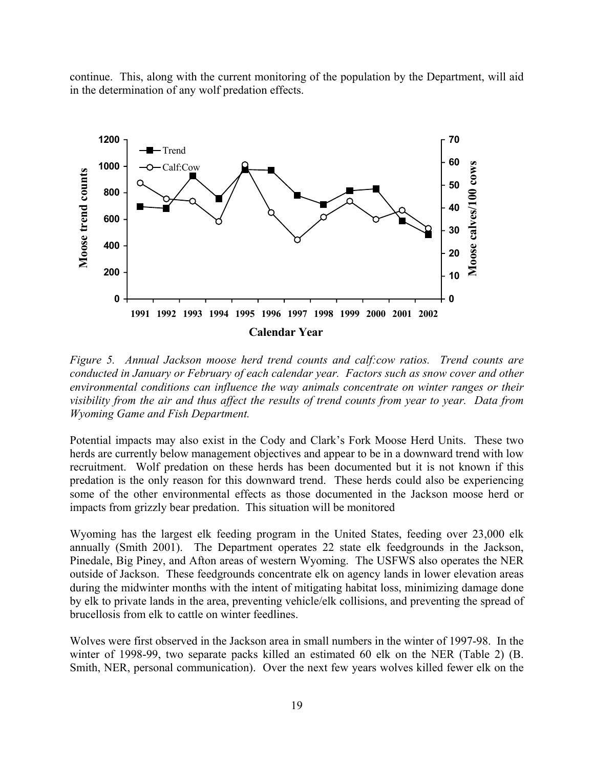continue. This, along with the current monitoring of the population by the Department, will aid in the determination of any wolf predation effects.

*Figure 5. Annual Jackson moose herd trend counts and calf:cow ratios. Trend counts are conducted in January or February of each calendar year. Factors such as snow cover and other environmental conditions can influence the way animals concentrate on winter ranges or their visibility from the air and thus affect the results of trend counts from year to year. Data from Wyoming Game and Fish Department.*

Potential impacts may also exist in the Cody and Clark's Fork Moose Herd Units. These two herds are currently below management objectives and appear to be in a downward trend with low recruitment. Wolf predation on these herds has been documented but it is not known if this predation is the only reason for this downward trend. These herds could also be experiencing some of the other environmental effects as those documented in the Jackson moose herd or impacts from grizzly bear predation. This situation will be monitored

Wyoming has the largest elk feeding program in the United States, feeding over 23,000 elk annually (Smith 2001). The Department operates 22 state elk feedgrounds in the Jackson, Pinedale, Big Piney, and Afton areas of western Wyoming. The USFWS also operates the NER outside of Jackson. These feedgrounds concentrate elk on agency lands in lower elevation areas during the midwinter months with the intent of mitigating habitat loss, minimizing damage done by elk to private lands in the area, preventing vehicle/elk collisions, and preventing the spread of brucellosis from elk to cattle on winter feedlines.

Wolves were first observed in the Jackson area in small numbers in the winter of 1997-98. In the winter of 1998-99, two separate packs killed an estimated 60 elk on the NER (Table 2) (B. Smith, NER, personal communication). Over the next few years wolves killed fewer elk on the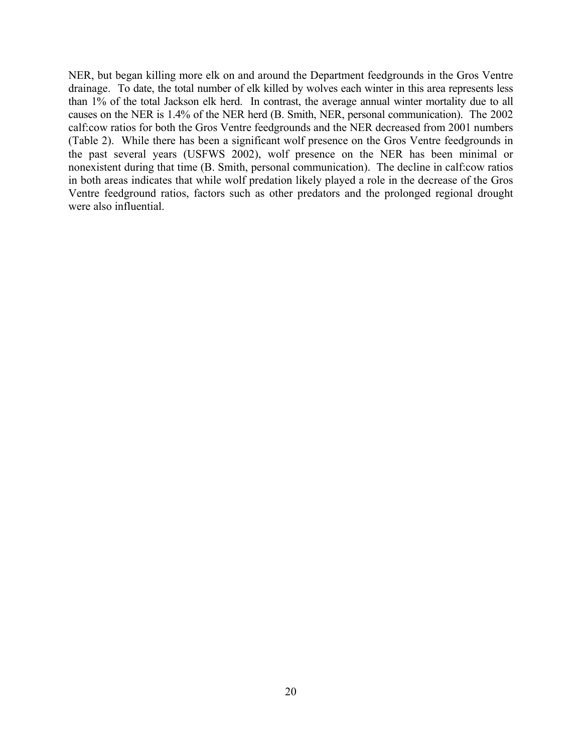NER, but began killing more elk on and around the Department feedgrounds in the Gros Ventre drainage. To date, the total number of elk killed by wolves each winter in this area represents less than 1% of the total Jackson elk herd. In contrast, the average annual winter mortality due to all causes on the NER is 1.4% of the NER herd (B. Smith, NER, personal communication). The 2002 calf:cow ratios for both the Gros Ventre feedgrounds and the NER decreased from 2001 numbers (Table 2). While there has been a significant wolf presence on the Gros Ventre feedgrounds in the past several years (USFWS 2002), wolf presence on the NER has been minimal or nonexistent during that time (B. Smith, personal communication). The decline in calf:cow ratios in both areas indicates that while wolf predation likely played a role in the decrease of the Gros Ventre feedground ratios, factors such as other predators and the prolonged regional drought were also influential.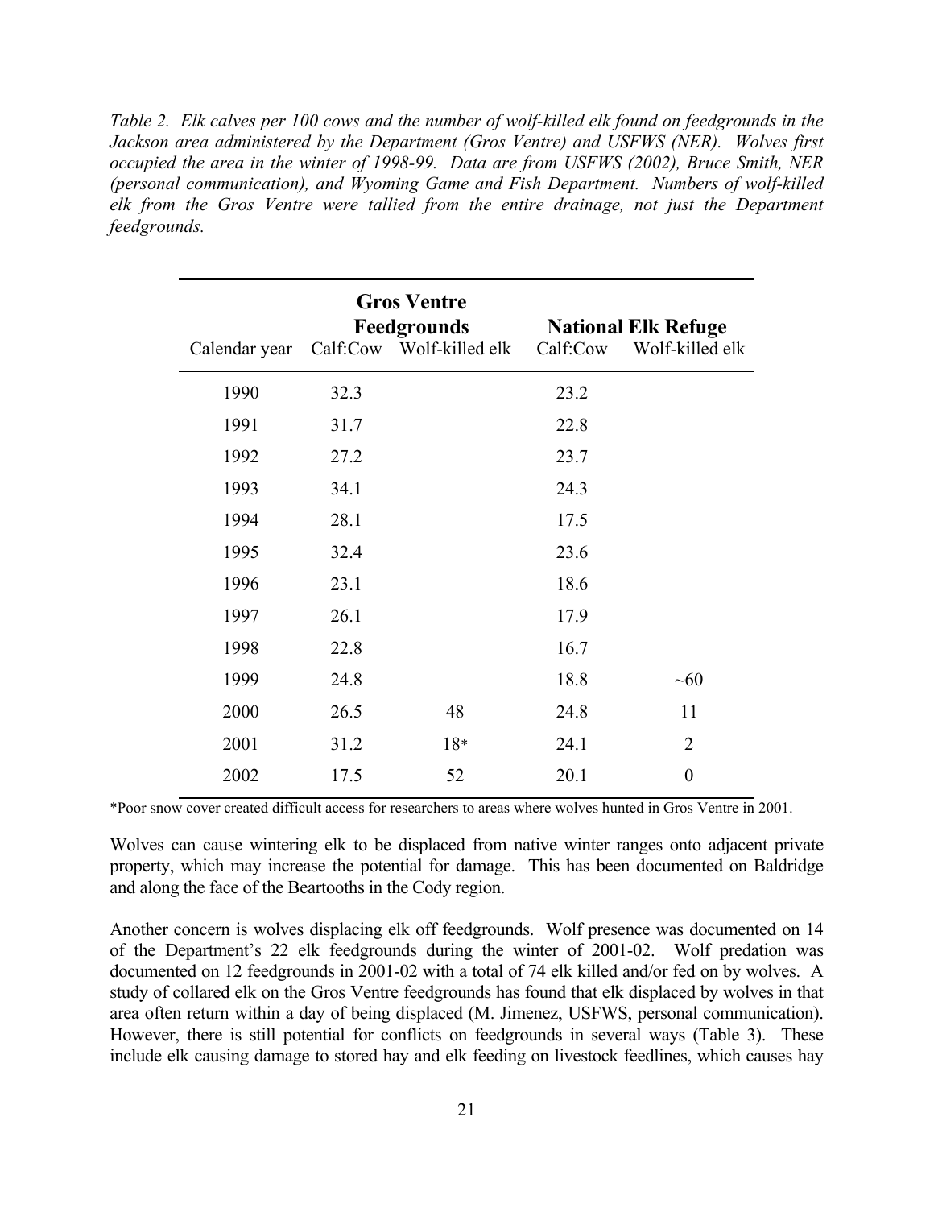*Table 2. Elk calves per 100 cows and the number of wolf-killed elk found on feedgrounds in the Jackson area administered by the Department (Gros Ventre) and USFWS (NER). Wolves first occupied the area in the winter of 1998-99. Data are from USFWS (2002), Bruce Smith, NER (personal communication), and Wyoming Game and Fish Department. Numbers of wolf-killed elk from the Gros Ventre were tallied from the entire drainage, not just the Department feedgrounds.*

| | Gros Ventre Feedgrounds | | National Elk Refuge | |
|---|---|---|---|---|
| Calendar year | Calf:Cow | Wolf-killed elk | Calf:Cow | Wolf-killed elk |
| 1990 | 32.3 | | 23.2 | |
| 1991 | 31.7 | | 22.8 | |
| 1992 | 27.2 | | 23.7 | |
| 1993 | 34.1 | | 24.3 | |
| 1994 | 28.1 | | 17.5 | |
| 1995 | 32.4 | | 23.6 | |
| 1996 | 23.1 | | 18.6 | |
| 1997 | 26.1 | | 17.9 | |
| 1998 | 22.8 | | 16.7 | |
| 1999 | 24.8 | | 18.8 | ~60 |
| 2000 | 26.5 | 48 | 24.8 | 11 |
| 2001 | 31.2 | 18* | 24.1 | 2 |
| 2002 | 17.5 | 52 | 20.1 | 0 |

*Poor snow cover created difficult access for researchers to areas where wolves hunted in Gros Ventre in 2001.

Wolves can cause wintering elk to be displaced from native winter ranges onto adjacent private property, which may increase the potential for damage. This has been documented on Baldridge and along the face of the Beartooths in the Cody region.

Another concern is wolves displacing elk off feedgrounds. Wolf presence was documented on 14 of the Department's 22 elk feedgrounds during the winter of 2001-02. Wolf predation was documented on 12 feedgrounds in 2001-02 with a total of 74 elk killed and/or fed on by wolves. A study of collared elk on the Gros Ventre feedgrounds has found that elk displaced by wolves in that area often return within a day of being displaced (M. Jimenez, USFWS, personal communication). However, there is still potential for conflicts on feedgrounds in several ways (Table 3). These include elk causing damage to stored hay and elk feeding on livestock feedlines, which causes hay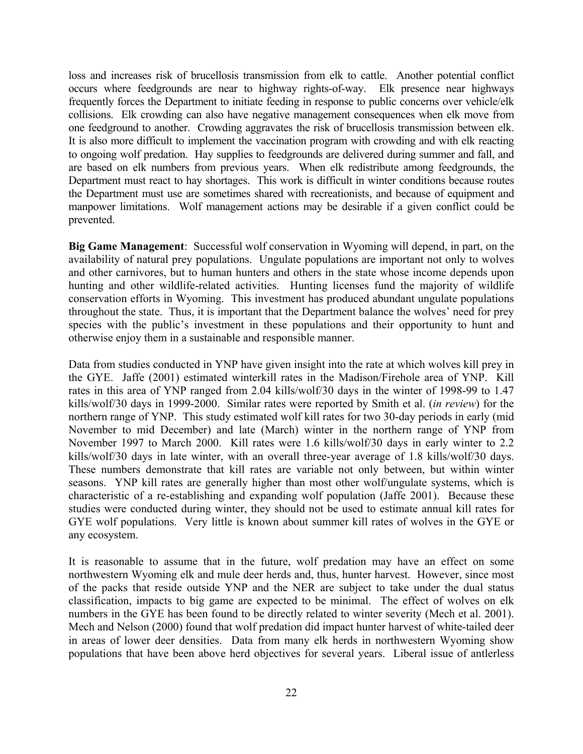loss and increases risk of brucellosis transmission from elk to cattle. Another potential conflict occurs where feedgrounds are near to highway rights-of-way. Elk presence near highways frequently forces the Department to initiate feeding in response to public concerns over vehicle/elk collisions. Elk crowding can also have negative management consequences when elk move from one feedground to another. Crowding aggravates the risk of brucellosis transmission between elk. It is also more difficult to implement the vaccination program with crowding and with elk reacting to ongoing wolf predation. Hay supplies to feedgrounds are delivered during summer and fall, and are based on elk numbers from previous years. When elk redistribute among feedgrounds, the Department must react to hay shortages. This work is difficult in winter conditions because routes the Department must use are sometimes shared with recreationists, and because of equipment and manpower limitations. Wolf management actions may be desirable if a given conflict could be prevented.

**Big Game Management**: Successful wolf conservation in Wyoming will depend, in part, on the availability of natural prey populations. Ungulate populations are important not only to wolves and other carnivores, but to human hunters and others in the state whose income depends upon hunting and other wildlife-related activities. Hunting licenses fund the majority of wildlife conservation efforts in Wyoming. This investment has produced abundant ungulate populations throughout the state. Thus, it is important that the Department balance the wolves' need for prey species with the public's investment in these populations and their opportunity to hunt and otherwise enjoy them in a sustainable and responsible manner.

Data from studies conducted in YNP have given insight into the rate at which wolves kill prey in the GYE. Jaffe (2001) estimated winterkill rates in the Madison/Firehole area of YNP. Kill rates in this area of YNP ranged from 2.04 kills/wolf/30 days in the winter of 1998-99 to 1.47 kills/wolf/30 days in 1999-2000. Similar rates were reported by Smith et al. (*in review*) for the northern range of YNP. This study estimated wolf kill rates for two 30-day periods in early (mid November to mid December) and late (March) winter in the northern range of YNP from November 1997 to March 2000. Kill rates were 1.6 kills/wolf/30 days in early winter to 2.2 kills/wolf/30 days in late winter, with an overall three-year average of 1.8 kills/wolf/30 days. These numbers demonstrate that kill rates are variable not only between, but within winter seasons. YNP kill rates are generally higher than most other wolf/ungulate systems, which is characteristic of a re-establishing and expanding wolf population (Jaffe 2001). Because these studies were conducted during winter, they should not be used to estimate annual kill rates for GYE wolf populations. Very little is known about summer kill rates of wolves in the GYE or any ecosystem.

It is reasonable to assume that in the future, wolf predation may have an effect on some northwestern Wyoming elk and mule deer herds and, thus, hunter harvest. However, since most of the packs that reside outside YNP and the NER are subject to take under the dual status classification, impacts to big game are expected to be minimal. The effect of wolves on elk numbers in the GYE has been found to be directly related to winter severity (Mech et al. 2001). Mech and Nelson (2000) found that wolf predation did impact hunter harvest of white-tailed deer in areas of lower deer densities. Data from many elk herds in northwestern Wyoming show populations that have been above herd objectives for several years. Liberal issue of antlerless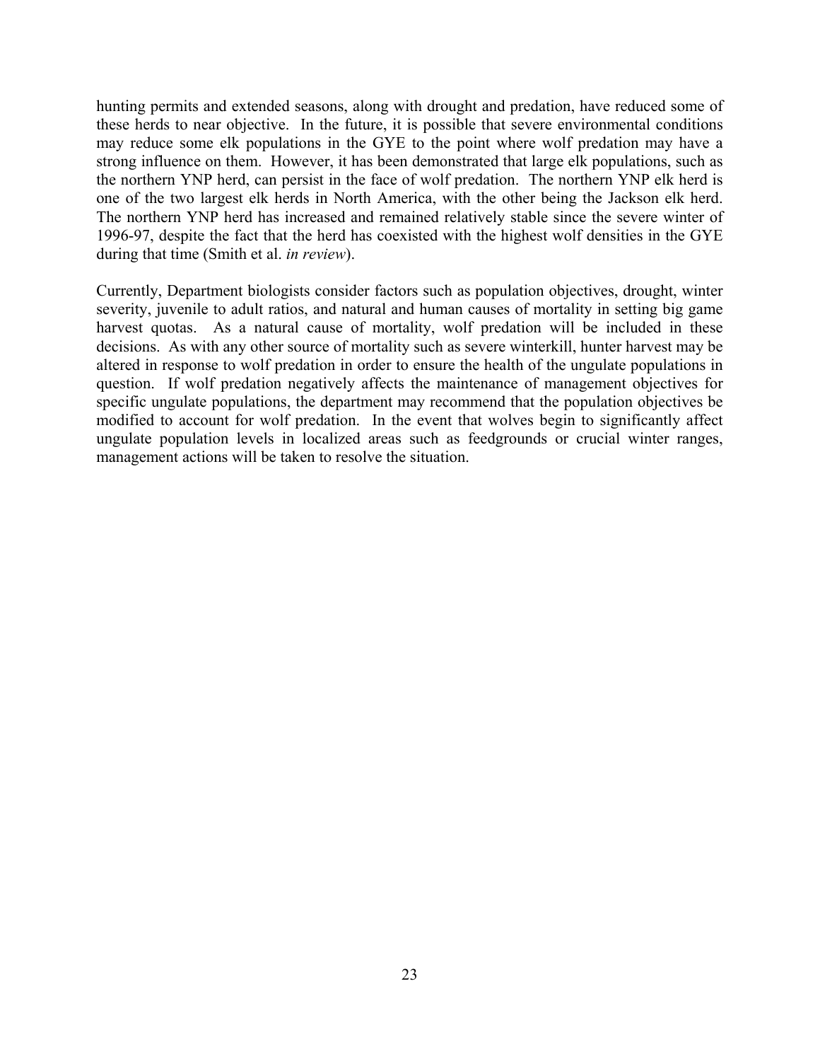hunting permits and extended seasons, along with drought and predation, have reduced some of these herds to near objective. In the future, it is possible that severe environmental conditions may reduce some elk populations in the GYE to the point where wolf predation may have a strong influence on them. However, it has been demonstrated that large elk populations, such as the northern YNP herd, can persist in the face of wolf predation. The northern YNP elk herd is one of the two largest elk herds in North America, with the other being the Jackson elk herd. The northern YNP herd has increased and remained relatively stable since the severe winter of 1996-97, despite the fact that the herd has coexisted with the highest wolf densities in the GYE during that time (Smith et al. *in review*).

Currently, Department biologists consider factors such as population objectives, drought, winter severity, juvenile to adult ratios, and natural and human causes of mortality in setting big game harvest quotas. As a natural cause of mortality, wolf predation will be included in these decisions. As with any other source of mortality such as severe winterkill, hunter harvest may be altered in response to wolf predation in order to ensure the health of the ungulate populations in question. If wolf predation negatively affects the maintenance of management objectives for specific ungulate populations, the department may recommend that the population objectives be modified to account for wolf predation. In the event that wolves begin to significantly affect ungulate population levels in localized areas such as feedgrounds or crucial winter ranges, management actions will be taken to resolve the situation.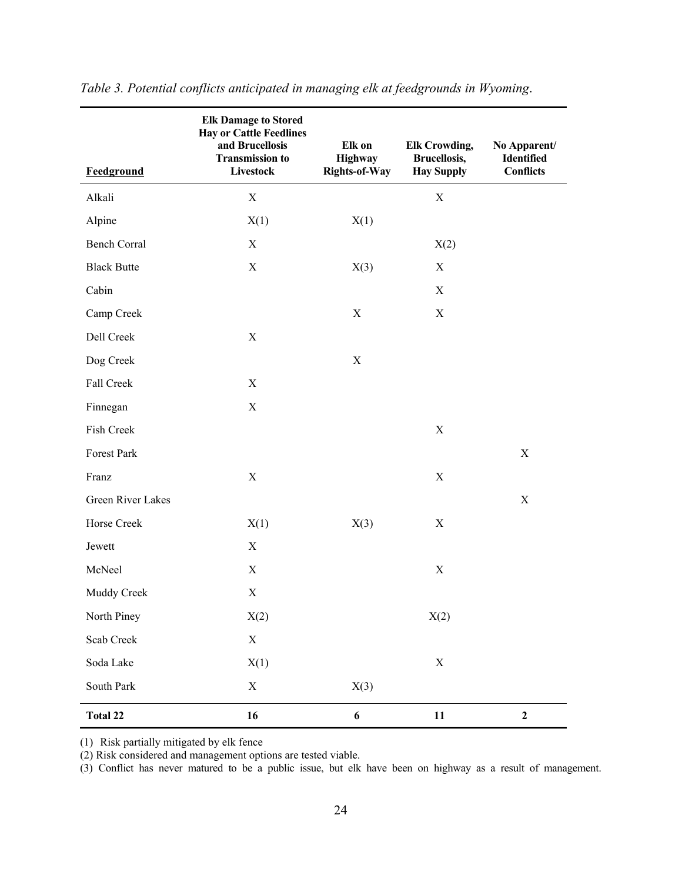*Table 3. Potential conflicts anticipated in managing elk at feedgrounds in Wyoming.*

| Feedground | Elk Damage to Stored Hay or Cattle Feedlines and Brucellosis Transmission to Livestock | Elk on Highway Rights-of-Way | Elk Crowding, Brucellosis, Hay Supply | No Apparent/ Identified Conflicts |
|---|---|---|---|---|
| Alkali | X | | X | |
| Alpine | X(1) | X(1) | | |
| Bench Corral | X | | X(2) | |
| Black Butte | X | X(3) | X | |
| Cabin | | | X | |
| Camp Creek | | X | X | |
| Dell Creek | X | | | |
| Dog Creek | | X | | |
| Fall Creek | X | | | |
| Finnegan | X | | | |
| Fish Creek | | | X | |
| Forest Park | | | | X |
| Franz | X | | X | |
| Green River Lakes | | | | X |
| Horse Creek | X(1) | X(3) | X | |
| Jewett | X | | | |
| McNeel | X | | X | |
| Muddy Creek | X | | | |
| North Piney | X(2) | | X(2) | |
| Scab Creek | X | | | |
| Soda Lake | X(1) | | X | |
| South Park | X | X(3) | | |
| **Total 22** | **16** | **6** | **11** | **2** |

(1) Risk partially mitigated by elk fence

(2) Risk considered and management options are tested viable.

(3) Conflict has never matured to be a public issue, but elk have been on highway as a result of management.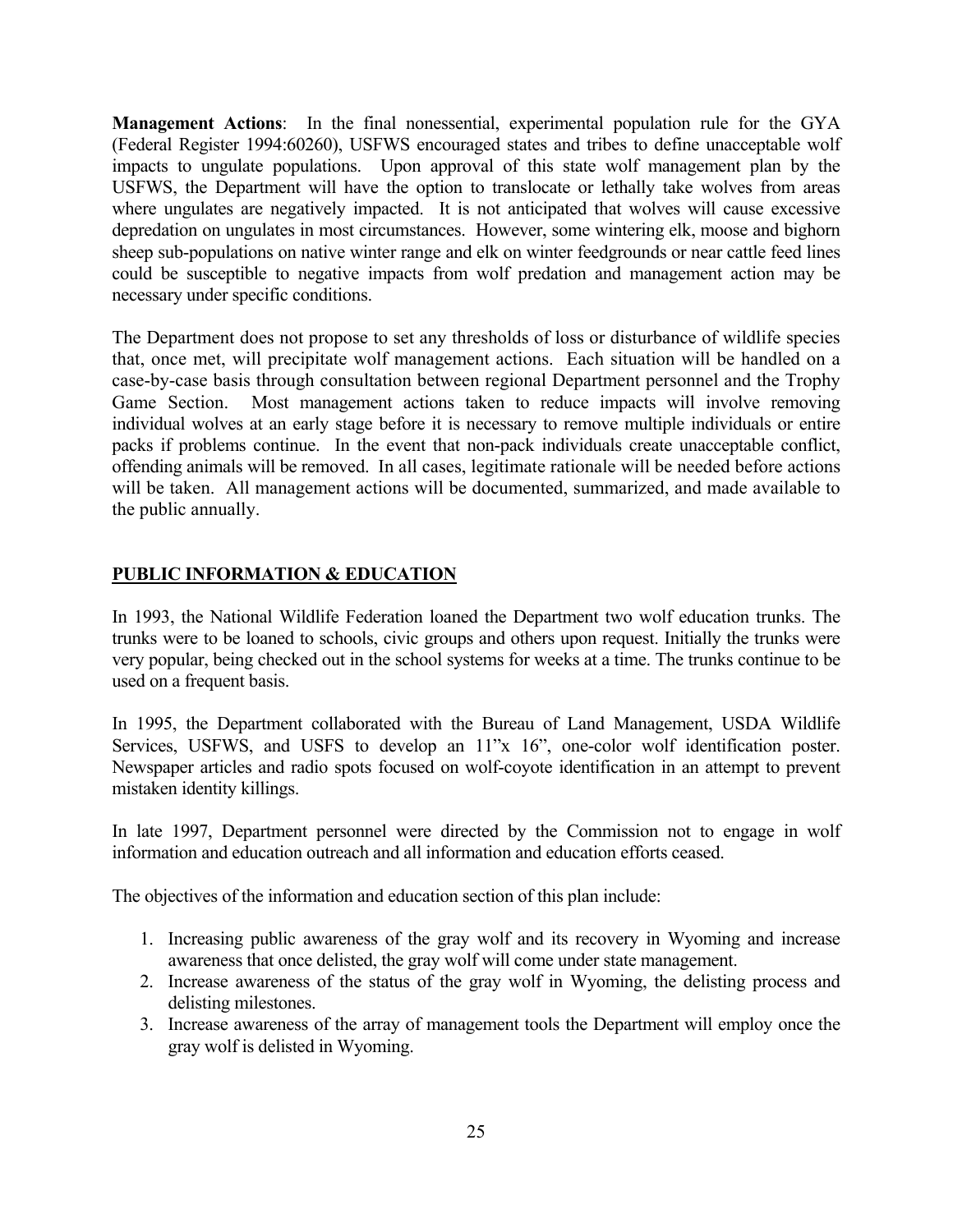**Management Actions**: In the final nonessential, experimental population rule for the GYA (Federal Register 1994:60260), USFWS encouraged states and tribes to define unacceptable wolf impacts to ungulate populations. Upon approval of this state wolf management plan by the USFWS, the Department will have the option to translocate or lethally take wolves from areas where ungulates are negatively impacted. It is not anticipated that wolves will cause excessive depredation on ungulates in most circumstances. However, some wintering elk, moose and bighorn sheep sub-populations on native winter range and elk on winter feedgrounds or near cattle feed lines could be susceptible to negative impacts from wolf predation and management action may be necessary under specific conditions.

The Department does not propose to set any thresholds of loss or disturbance of wildlife species that, once met, will precipitate wolf management actions. Each situation will be handled on a case-by-case basis through consultation between regional Department personnel and the Trophy Game Section. Most management actions taken to reduce impacts will involve removing individual wolves at an early stage before it is necessary to remove multiple individuals or entire packs if problems continue. In the event that non-pack individuals create unacceptable conflict, offending animals will be removed. In all cases, legitimate rationale will be needed before actions will be taken. All management actions will be documented, summarized, and made available to the public annually.

## PUBLIC INFORMATION & EDUCATION

In 1993, the National Wildlife Federation loaned the Department two wolf education trunks. The trunks were to be loaned to schools, civic groups and others upon request. Initially the trunks were very popular, being checked out in the school systems for weeks at a time. The trunks continue to be used on a frequent basis.

In 1995, the Department collaborated with the Bureau of Land Management, USDA Wildlife Services, USFWS, and USFS to develop an 11"x 16", one-color wolf identification poster. Newspaper articles and radio spots focused on wolf-coyote identification in an attempt to prevent mistaken identity killings.

In late 1997, Department personnel were directed by the Commission not to engage in wolf information and education outreach and all information and education efforts ceased.

The objectives of the information and education section of this plan include:

1. Increasing public awareness of the gray wolf and its recovery in Wyoming and increase awareness that once delisted, the gray wolf will come under state management.
2. Increase awareness of the status of the gray wolf in Wyoming, the delisting process and delisting milestones.
3. Increase awareness of the array of management tools the Department will employ once the gray wolf is delisted in Wyoming.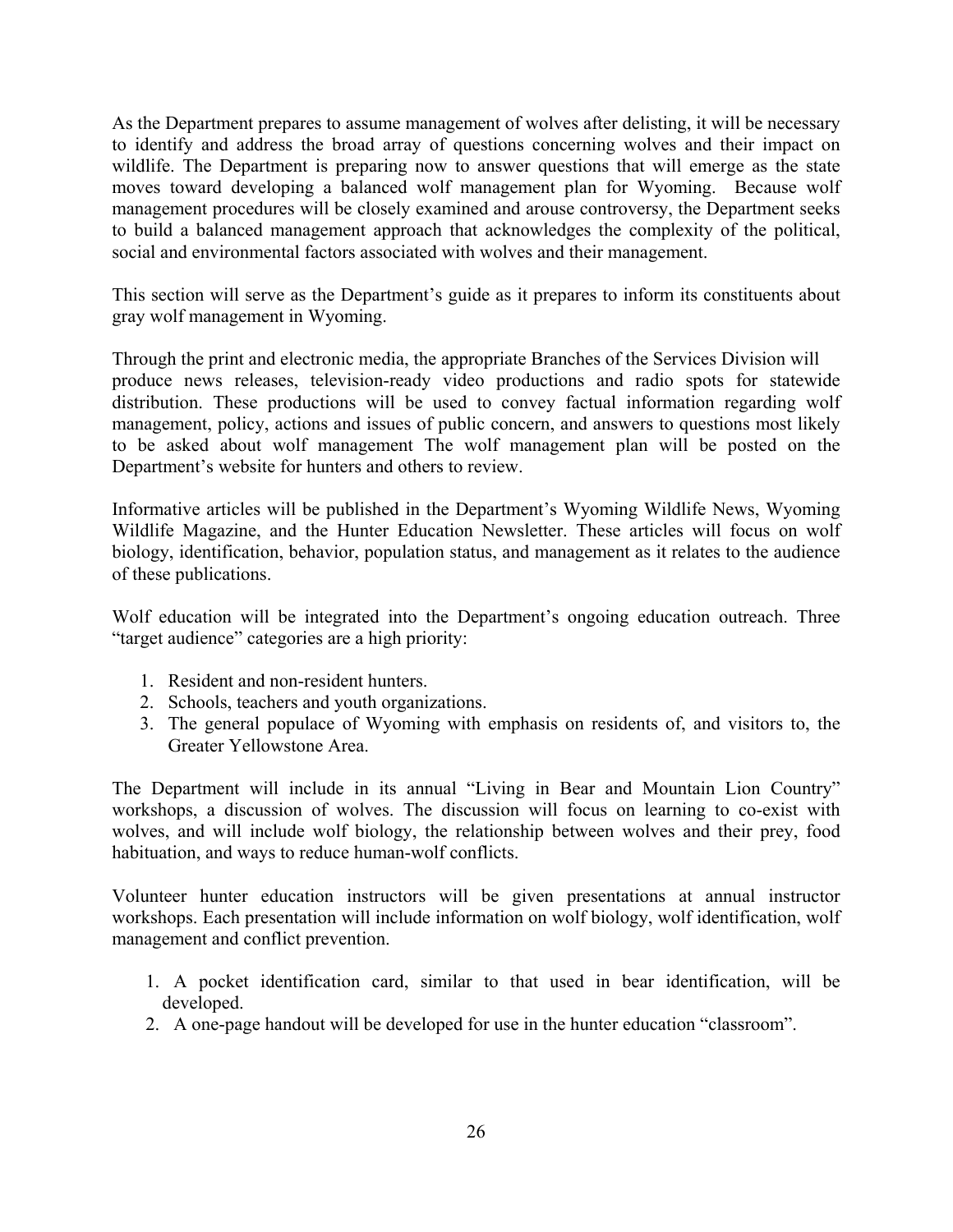As the Department prepares to assume management of wolves after delisting, it will be necessary to identify and address the broad array of questions concerning wolves and their impact on wildlife. The Department is preparing now to answer questions that will emerge as the state moves toward developing a balanced wolf management plan for Wyoming. Because wolf management procedures will be closely examined and arouse controversy, the Department seeks to build a balanced management approach that acknowledges the complexity of the political, social and environmental factors associated with wolves and their management.

This section will serve as the Department's guide as it prepares to inform its constituents about gray wolf management in Wyoming.

Through the print and electronic media, the appropriate Branches of the Services Division will produce news releases, television-ready video productions and radio spots for statewide distribution. These productions will be used to convey factual information regarding wolf management, policy, actions and issues of public concern, and answers to questions most likely to be asked about wolf management The wolf management plan will be posted on the Department's website for hunters and others to review.

Informative articles will be published in the Department's Wyoming Wildlife News, Wyoming Wildlife Magazine, and the Hunter Education Newsletter. These articles will focus on wolf biology, identification, behavior, population status, and management as it relates to the audience of these publications.

Wolf education will be integrated into the Department's ongoing education outreach. Three "target audience" categories are a high priority:

1. Resident and non-resident hunters.
2. Schools, teachers and youth organizations.
3. The general populace of Wyoming with emphasis on residents of, and visitors to, the Greater Yellowstone Area.

The Department will include in its annual "Living in Bear and Mountain Lion Country" workshops, a discussion of wolves. The discussion will focus on learning to co-exist with wolves, and will include wolf biology, the relationship between wolves and their prey, food habituation, and ways to reduce human-wolf conflicts.

Volunteer hunter education instructors will be given presentations at annual instructor workshops. Each presentation will include information on wolf biology, wolf identification, wolf management and conflict prevention.

1. A pocket identification card, similar to that used in bear identification, will be developed.
2. A one-page handout will be developed for use in the hunter education "classroom".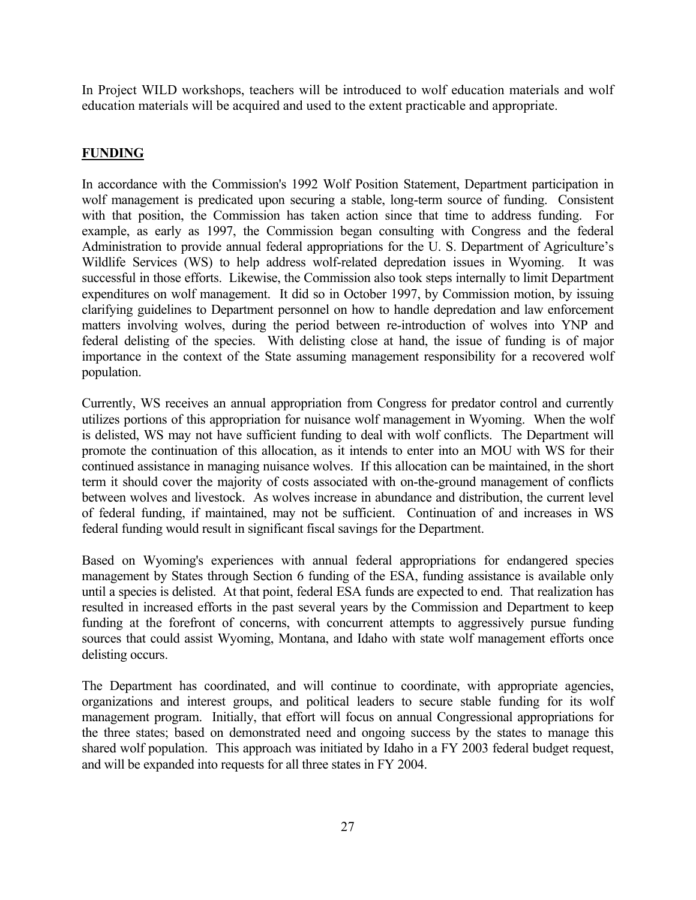In Project WILD workshops, teachers will be introduced to wolf education materials and wolf education materials will be acquired and used to the extent practicable and appropriate.

## FUNDING

In accordance with the Commission's 1992 Wolf Position Statement, Department participation in wolf management is predicated upon securing a stable, long-term source of funding. Consistent with that position, the Commission has taken action since that time to address funding. For example, as early as 1997, the Commission began consulting with Congress and the federal Administration to provide annual federal appropriations for the U. S. Department of Agriculture's Wildlife Services (WS) to help address wolf-related depredation issues in Wyoming. It was successful in those efforts. Likewise, the Commission also took steps internally to limit Department expenditures on wolf management. It did so in October 1997, by Commission motion, by issuing clarifying guidelines to Department personnel on how to handle depredation and law enforcement matters involving wolves, during the period between re-introduction of wolves into YNP and federal delisting of the species. With delisting close at hand, the issue of funding is of major importance in the context of the State assuming management responsibility for a recovered wolf population.

Currently, WS receives an annual appropriation from Congress for predator control and currently utilizes portions of this appropriation for nuisance wolf management in Wyoming. When the wolf is delisted, WS may not have sufficient funding to deal with wolf conflicts. The Department will promote the continuation of this allocation, as it intends to enter into an MOU with WS for their continued assistance in managing nuisance wolves. If this allocation can be maintained, in the short term it should cover the majority of costs associated with on-the-ground management of conflicts between wolves and livestock. As wolves increase in abundance and distribution, the current level of federal funding, if maintained, may not be sufficient. Continuation of and increases in WS federal funding would result in significant fiscal savings for the Department.

Based on Wyoming's experiences with annual federal appropriations for endangered species management by States through Section 6 funding of the ESA, funding assistance is available only until a species is delisted. At that point, federal ESA funds are expected to end. That realization has resulted in increased efforts in the past several years by the Commission and Department to keep funding at the forefront of concerns, with concurrent attempts to aggressively pursue funding sources that could assist Wyoming, Montana, and Idaho with state wolf management efforts once delisting occurs.

The Department has coordinated, and will continue to coordinate, with appropriate agencies, organizations and interest groups, and political leaders to secure stable funding for its wolf management program. Initially, that effort will focus on annual Congressional appropriations for the three states; based on demonstrated need and ongoing success by the states to manage this shared wolf population. This approach was initiated by Idaho in a FY 2003 federal budget request, and will be expanded into requests for all three states in FY 2004.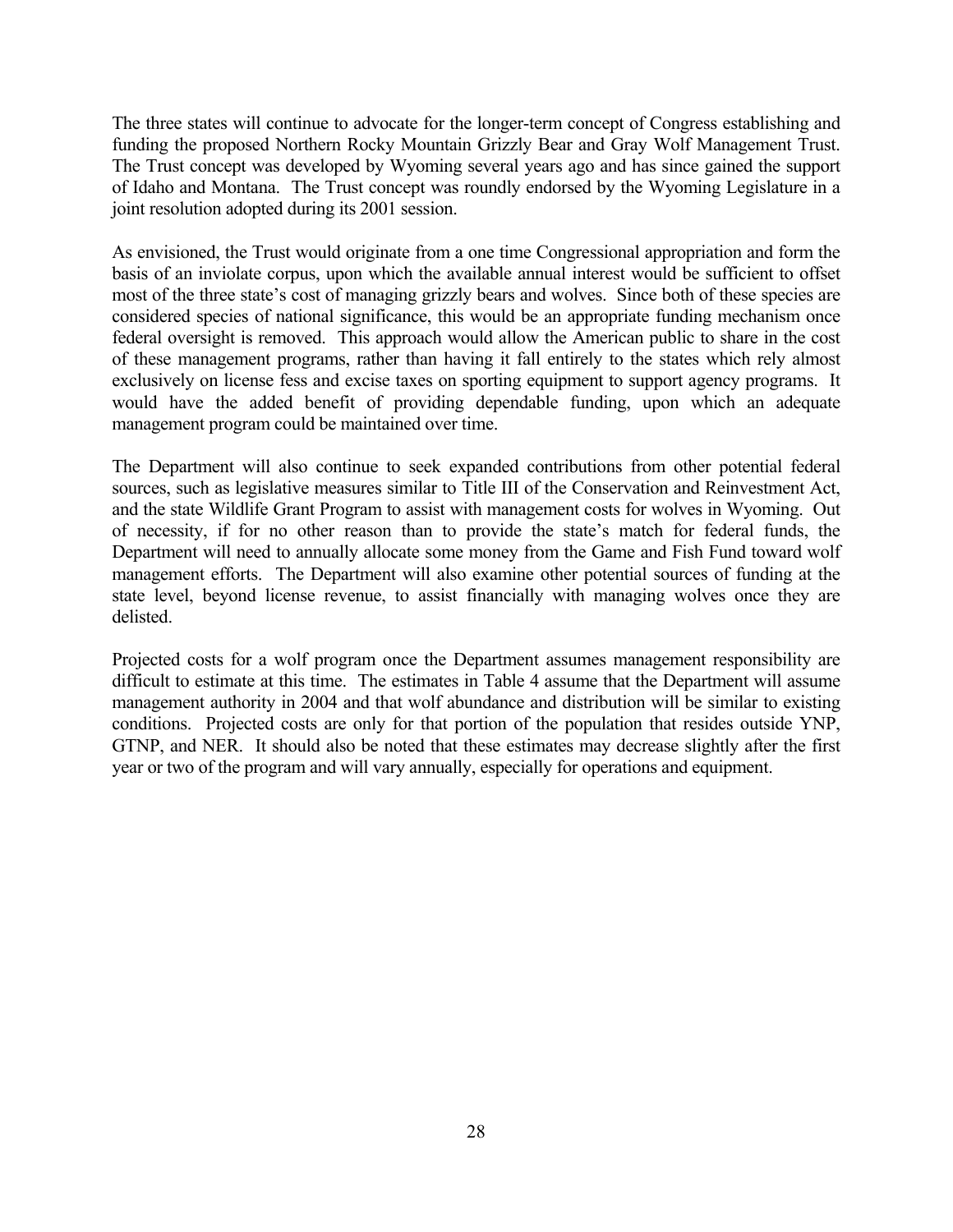The three states will continue to advocate for the longer-term concept of Congress establishing and funding the proposed Northern Rocky Mountain Grizzly Bear and Gray Wolf Management Trust. The Trust concept was developed by Wyoming several years ago and has since gained the support of Idaho and Montana. The Trust concept was roundly endorsed by the Wyoming Legislature in a joint resolution adopted during its 2001 session.

As envisioned, the Trust would originate from a one time Congressional appropriation and form the basis of an inviolate corpus, upon which the available annual interest would be sufficient to offset most of the three state's cost of managing grizzly bears and wolves. Since both of these species are considered species of national significance, this would be an appropriate funding mechanism once federal oversight is removed. This approach would allow the American public to share in the cost of these management programs, rather than having it fall entirely to the states which rely almost exclusively on license fess and excise taxes on sporting equipment to support agency programs. It would have the added benefit of providing dependable funding, upon which an adequate management program could be maintained over time.

The Department will also continue to seek expanded contributions from other potential federal sources, such as legislative measures similar to Title III of the Conservation and Reinvestment Act, and the state Wildlife Grant Program to assist with management costs for wolves in Wyoming. Out of necessity, if for no other reason than to provide the state's match for federal funds, the Department will need to annually allocate some money from the Game and Fish Fund toward wolf management efforts. The Department will also examine other potential sources of funding at the state level, beyond license revenue, to assist financially with managing wolves once they are delisted.

Projected costs for a wolf program once the Department assumes management responsibility are difficult to estimate at this time. The estimates in Table 4 assume that the Department will assume management authority in 2004 and that wolf abundance and distribution will be similar to existing conditions. Projected costs are only for that portion of the population that resides outside YNP, GTNP, and NER. It should also be noted that these estimates may decrease slightly after the first year or two of the program and will vary annually, especially for operations and equipment.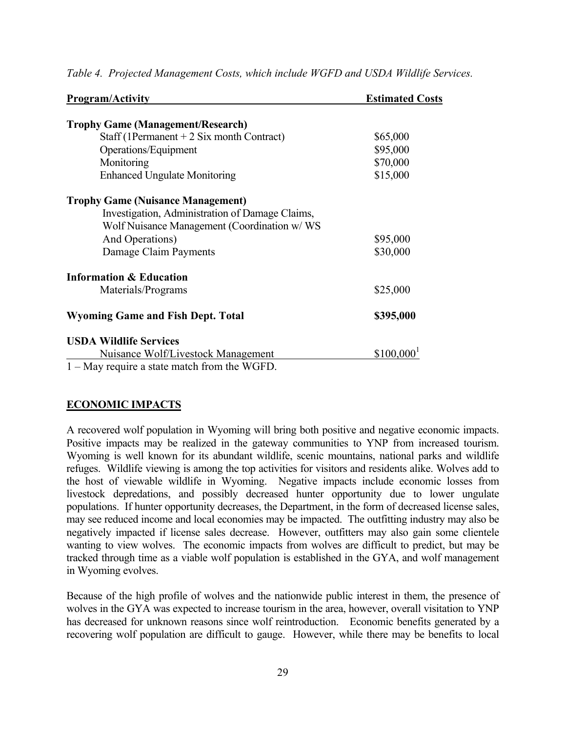*Table 4. Projected Management Costs, which include WGFD and USDA Wildlife Services.*

| Program/Activity | Estimated Costs |
|---|---|
| **Trophy Game (Management/Research)** | |
| Staff (1Permanent + 2 Six month Contract) | \$65,000 |
| Operations/Equipment | \$95,000 |
| Monitoring | \$70,000 |
| Enhanced Ungulate Monitoring | \$15,000 |
| **Trophy Game (Nuisance Management)** | |
| Investigation, Administration of Damage Claims, Wolf Nuisance Management (Coordination w/ WS And Operations) | \$95,000 |
| Damage Claim Payments | \$30,000 |
| **Information & Education** | |
| Materials/Programs | \$25,000 |
| **Wyoming Game and Fish Dept. Total** | **\$395,000** |
| **USDA Wildlife Services** | |
| Nuisance Wolf/Livestock Management | \$100,000[1] |

1 – May require a state match from the WGFD.

## ECONOMIC IMPACTS

A recovered wolf population in Wyoming will bring both positive and negative economic impacts. Positive impacts may be realized in the gateway communities to YNP from increased tourism. Wyoming is well known for its abundant wildlife, scenic mountains, national parks and wildlife refuges. Wildlife viewing is among the top activities for visitors and residents alike. Wolves add to the host of viewable wildlife in Wyoming. Negative impacts include economic losses from livestock depredations, and possibly decreased hunter opportunity due to lower ungulate populations. If hunter opportunity decreases, the Department, in the form of decreased license sales, may see reduced income and local economies may be impacted. The outfitting industry may also be negatively impacted if license sales decrease. However, outfitters may also gain some clientele wanting to view wolves. The economic impacts from wolves are difficult to predict, but may be tracked through time as a viable wolf population is established in the GYA, and wolf management in Wyoming evolves.

Because of the high profile of wolves and the nationwide public interest in them, the presence of wolves in the GYA was expected to increase tourism in the area, however, overall visitation to YNP has decreased for unknown reasons since wolf reintroduction. Economic benefits generated by a recovering wolf population are difficult to gauge. However, while there may be benefits to local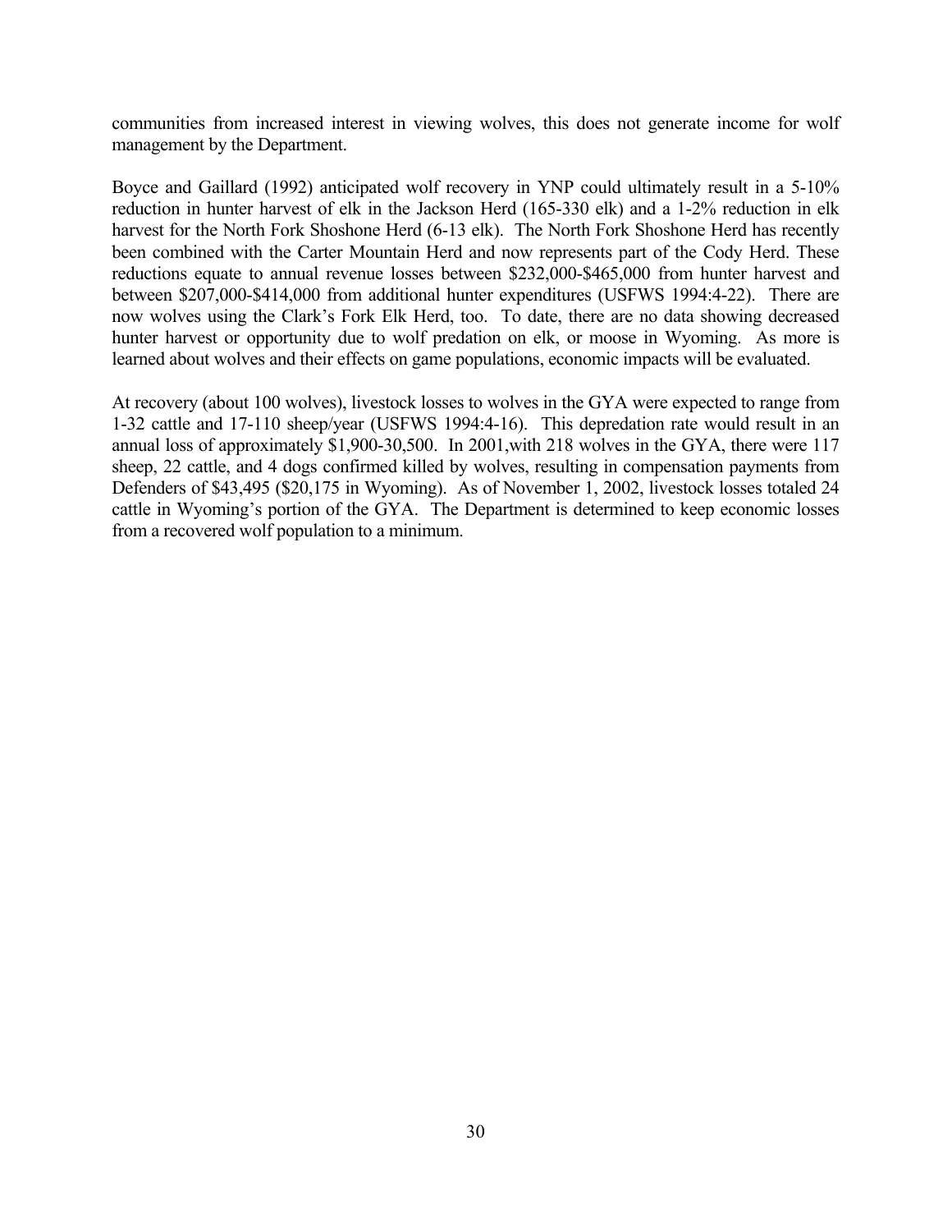communities from increased interest in viewing wolves, this does not generate income for wolf management by the Department.

Boyce and Gaillard (1992) anticipated wolf recovery in YNP could ultimately result in a 5-10% reduction in hunter harvest of elk in the Jackson Herd (165-330 elk) and a 1-2% reduction in elk harvest for the North Fork Shoshone Herd (6-13 elk). The North Fork Shoshone Herd has recently been combined with the Carter Mountain Herd and now represents part of the Cody Herd. These reductions equate to annual revenue losses between $232,000-$465,000 from hunter harvest and between $207,000-$414,000 from additional hunter expenditures (USFWS 1994:4-22). There are now wolves using the Clark's Fork Elk Herd, too. To date, there are no data showing decreased hunter harvest or opportunity due to wolf predation on elk, or moose in Wyoming. As more is learned about wolves and their effects on game populations, economic impacts will be evaluated.

At recovery (about 100 wolves), livestock losses to wolves in the GYA were expected to range from 1-32 cattle and 17-110 sheep/year (USFWS 1994:4-16). This depredation rate would result in an annual loss of approximately $1,900-30,500. In 2001,with 218 wolves in the GYA, there were 117 sheep, 22 cattle, and 4 dogs confirmed killed by wolves, resulting in compensation payments from Defenders of $43,495 ($20,175 in Wyoming). As of November 1, 2002, livestock losses totaled 24 cattle in Wyoming's portion of the GYA. The Department is determined to keep economic losses from a recovered wolf population to a minimum.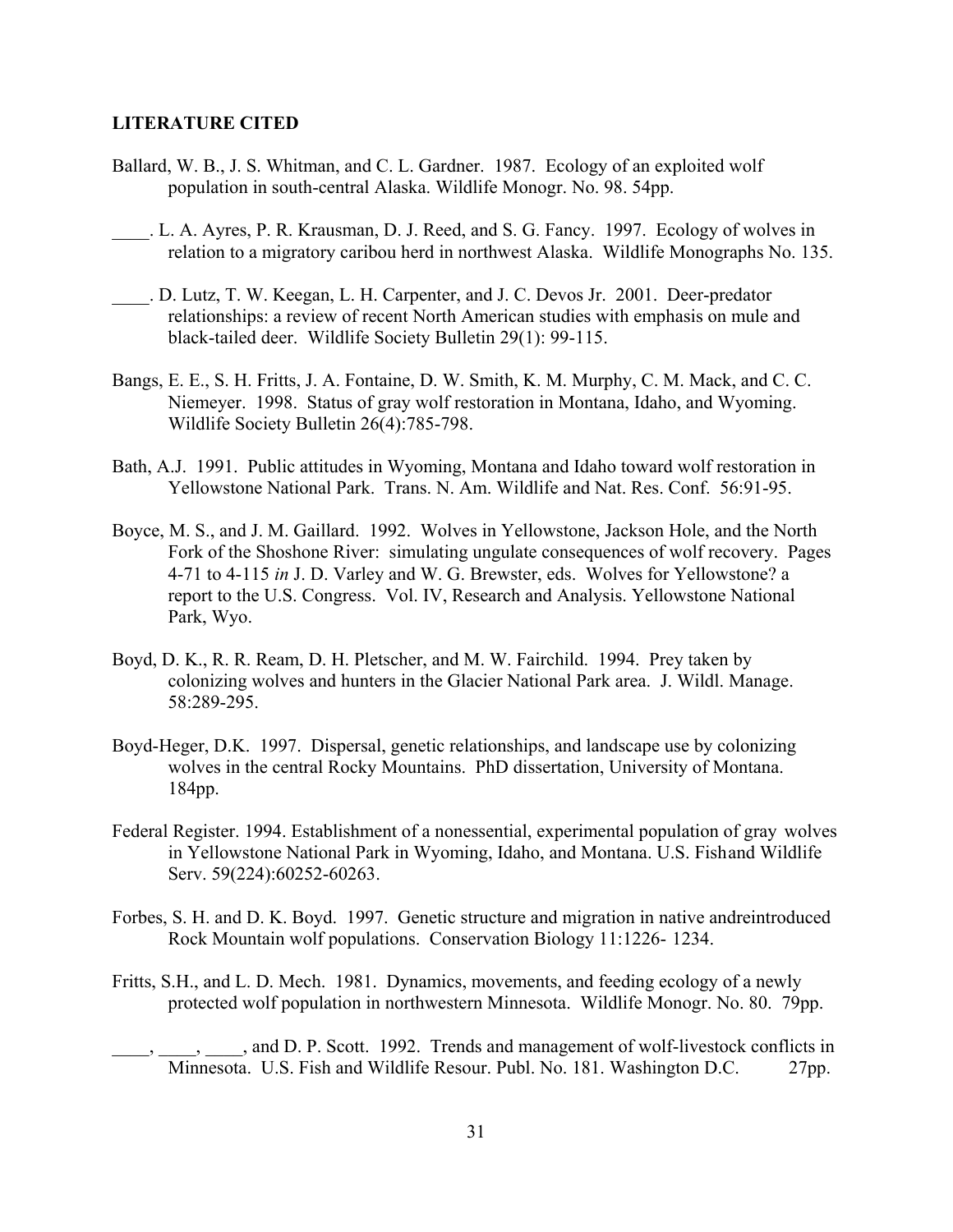**LITERATURE CITED**

Ballard, W. B., J. S. Whitman, and C. L. Gardner. 1987. Ecology of an exploited wolf population in south-central Alaska. Wildlife Monogr. No. 98. 54pp.

____. L. A. Ayres, P. R. Krausman, D. J. Reed, and S. G. Fancy. 1997. Ecology of wolves in relation to a migratory caribou herd in northwest Alaska. Wildlife Monographs No. 135.

____. D. Lutz, T. W. Keegan, L. H. Carpenter, and J. C. Devos Jr. 2001. Deer-predator relationships: a review of recent North American studies with emphasis on mule and black-tailed deer. Wildlife Society Bulletin 29(1): 99-115.

Bangs, E. E., S. H. Fritts, J. A. Fontaine, D. W. Smith, K. M. Murphy, C. M. Mack, and C. C. Niemeyer. 1998. Status of gray wolf restoration in Montana, Idaho, and Wyoming. Wildlife Society Bulletin 26(4):785-798.

Bath, A.J. 1991. Public attitudes in Wyoming, Montana and Idaho toward wolf restoration in Yellowstone National Park. Trans. N. Am. Wildlife and Nat. Res. Conf. 56:91-95.

Boyce, M. S., and J. M. Gaillard. 1992. Wolves in Yellowstone, Jackson Hole, and the North Fork of the Shoshone River: simulating ungulate consequences of wolf recovery. Pages 4-71 to 4-115 *in* J. D. Varley and W. G. Brewster, eds. Wolves for Yellowstone? a report to the U.S. Congress. Vol. IV, Research and Analysis. Yellowstone National Park, Wyo.

Boyd, D. K., R. R. Ream, D. H. Pletscher, and M. W. Fairchild. 1994. Prey taken by colonizing wolves and hunters in the Glacier National Park area. J. Wildl. Manage. 58:289-295.

Boyd-Heger, D.K. 1997. Dispersal, genetic relationships, and landscape use by colonizing wolves in the central Rocky Mountains. PhD dissertation, University of Montana. 184pp.

Federal Register. 1994. Establishment of a nonessential, experimental population of gray wolves in Yellowstone National Park in Wyoming, Idaho, and Montana. U.S. Fishand Wildlife Serv. 59(224):60252-60263.

Forbes, S. H. and D. K. Boyd. 1997. Genetic structure and migration in native andreintroduced Rock Mountain wolf populations. Conservation Biology 11:1226- 1234.

Fritts, S.H., and L. D. Mech. 1981. Dynamics, movements, and feeding ecology of a newly protected wolf population in northwestern Minnesota. Wildlife Monogr. No. 80. 79pp.

____, ____, ____, and D. P. Scott. 1992. Trends and management of wolf-livestock conflicts in Minnesota. U.S. Fish and Wildlife Resour. Publ. No. 181. Washington D.C. 27pp.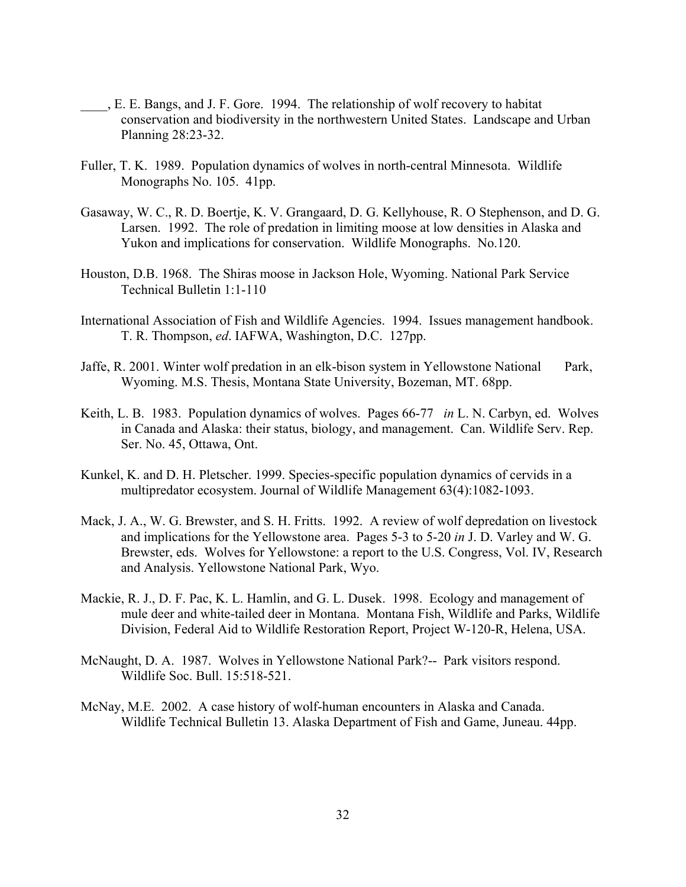\_\_\_\_, E. E. Bangs, and J. F. Gore. 1994. The relationship of wolf recovery to habitat conservation and biodiversity in the northwestern United States. Landscape and Urban Planning 28:23-32.

Fuller, T. K. 1989. Population dynamics of wolves in north-central Minnesota. Wildlife Monographs No. 105. 41pp.

Gasaway, W. C., R. D. Boertje, K. V. Grangaard, D. G. Kellyhouse, R. O Stephenson, and D. G. Larsen. 1992. The role of predation in limiting moose at low densities in Alaska and Yukon and implications for conservation. Wildlife Monographs. No.120.

Houston, D.B. 1968. The Shiras moose in Jackson Hole, Wyoming. National Park Service Technical Bulletin 1:1-110

International Association of Fish and Wildlife Agencies. 1994. Issues management handbook. T. R. Thompson, *ed*. IAFWA, Washington, D.C. 127pp.

Jaffe, R. 2001. Winter wolf predation in an elk-bison system in Yellowstone National Park, Wyoming. M.S. Thesis, Montana State University, Bozeman, MT. 68pp.

Keith, L. B. 1983. Population dynamics of wolves. Pages 66-77 *in* L. N. Carbyn, ed. Wolves in Canada and Alaska: their status, biology, and management. Can. Wildlife Serv. Rep. Ser. No. 45, Ottawa, Ont.

Kunkel, K. and D. H. Pletscher. 1999. Species-specific population dynamics of cervids in a multipredator ecosystem. Journal of Wildlife Management 63(4):1082-1093.

Mack, J. A., W. G. Brewster, and S. H. Fritts. 1992. A review of wolf depredation on livestock and implications for the Yellowstone area. Pages 5-3 to 5-20 *in* J. D. Varley and W. G. Brewster, eds. Wolves for Yellowstone: a report to the U.S. Congress, Vol. IV, Research and Analysis. Yellowstone National Park, Wyo.

Mackie, R. J., D. F. Pac, K. L. Hamlin, and G. L. Dusek. 1998. Ecology and management of mule deer and white-tailed deer in Montana. Montana Fish, Wildlife and Parks, Wildlife Division, Federal Aid to Wildlife Restoration Report, Project W-120-R, Helena, USA.

McNaught, D. A. 1987. Wolves in Yellowstone National Park?-- Park visitors respond. Wildlife Soc. Bull. 15:518-521.

McNay, M.E. 2002. A case history of wolf-human encounters in Alaska and Canada. Wildlife Technical Bulletin 13. Alaska Department of Fish and Game, Juneau. 44pp.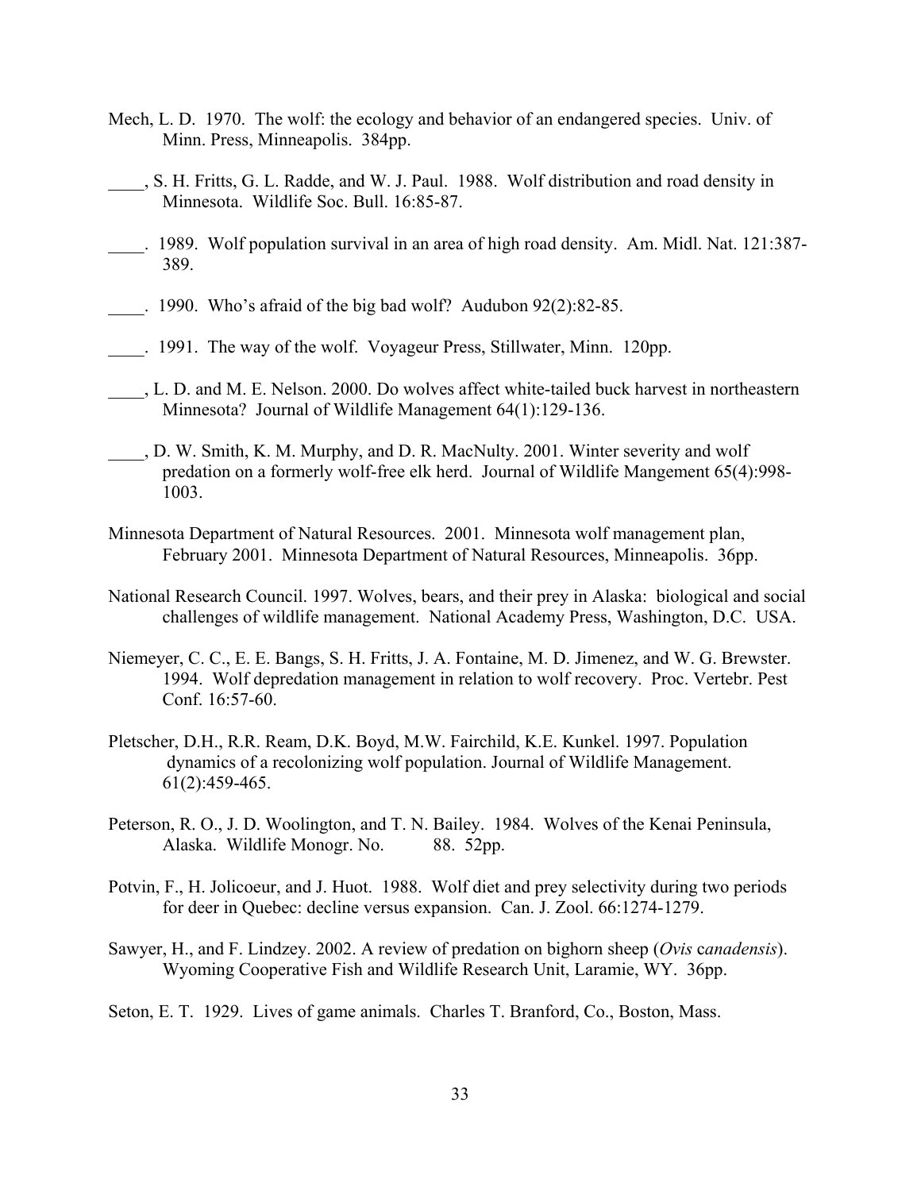Mech, L. D. 1970. The wolf: the ecology and behavior of an endangered species. Univ. of Minn. Press, Minneapolis. 384pp.

____, S. H. Fritts, G. L. Radde, and W. J. Paul. 1988. Wolf distribution and road density in Minnesota. Wildlife Soc. Bull. 16:85-87.

____. 1989. Wolf population survival in an area of high road density. Am. Midl. Nat. 121:387-389.

____. 1990. Who's afraid of the big bad wolf? Audubon 92(2):82-85.

____. 1991. The way of the wolf. Voyageur Press, Stillwater, Minn. 120pp.

____, L. D. and M. E. Nelson. 2000. Do wolves affect white-tailed buck harvest in northeastern Minnesota? Journal of Wildlife Management 64(1):129-136.

____, D. W. Smith, K. M. Murphy, and D. R. MacNulty. 2001. Winter severity and wolf predation on a formerly wolf-free elk herd. Journal of Wildlife Mangement 65(4):998-1003.

Minnesota Department of Natural Resources. 2001. Minnesota wolf management plan, February 2001. Minnesota Department of Natural Resources, Minneapolis. 36pp.

National Research Council. 1997. Wolves, bears, and their prey in Alaska: biological and social challenges of wildlife management. National Academy Press, Washington, D.C. USA.

Niemeyer, C. C., E. E. Bangs, S. H. Fritts, J. A. Fontaine, M. D. Jimenez, and W. G. Brewster. 1994. Wolf depredation management in relation to wolf recovery. Proc. Vertebr. Pest Conf. 16:57-60.

Pletscher, D.H., R.R. Ream, D.K. Boyd, M.W. Fairchild, K.E. Kunkel. 1997. Population dynamics of a recolonizing wolf population. Journal of Wildlife Management. 61(2):459-465.

Peterson, R. O., J. D. Woolington, and T. N. Bailey. 1984. Wolves of the Kenai Peninsula, Alaska. Wildlife Monogr. No. 88. 52pp.

Potvin, F., H. Jolicoeur, and J. Huot. 1988. Wolf diet and prey selectivity during two periods for deer in Quebec: decline versus expansion. Can. J. Zool. 66:1274-1279.

Sawyer, H., and F. Lindzey. 2002. A review of predation on bighorn sheep (*Ovis canadensis*). Wyoming Cooperative Fish and Wildlife Research Unit, Laramie, WY. 36pp.

Seton, E. T. 1929. Lives of game animals. Charles T. Branford, Co., Boston, Mass.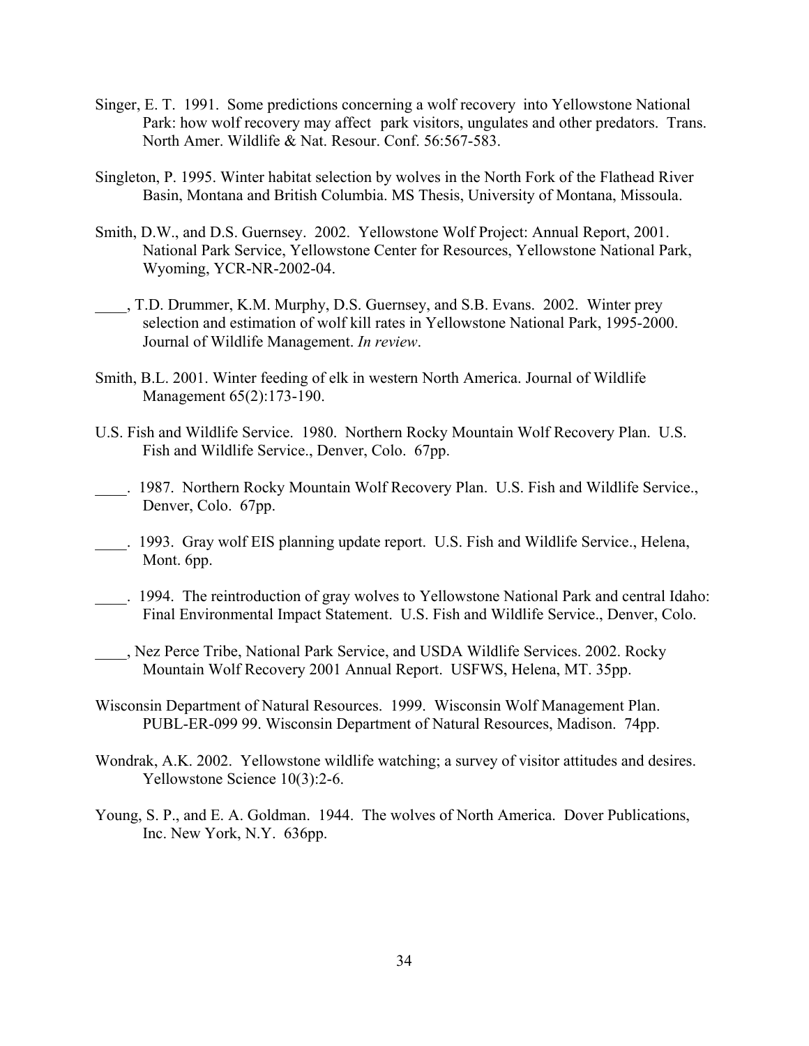Singer, E. T. 1991. Some predictions concerning a wolf recovery into Yellowstone National Park: how wolf recovery may affect park visitors, ungulates and other predators. Trans. North Amer. Wildlife & Nat. Resour. Conf. 56:567-583.

Singleton, P. 1995. Winter habitat selection by wolves in the North Fork of the Flathead River Basin, Montana and British Columbia. MS Thesis, University of Montana, Missoula.

Smith, D.W., and D.S. Guernsey. 2002. Yellowstone Wolf Project: Annual Report, 2001. National Park Service, Yellowstone Center for Resources, Yellowstone National Park, Wyoming, YCR-NR-2002-04.

____, T.D. Drummer, K.M. Murphy, D.S. Guernsey, and S.B. Evans. 2002. Winter prey selection and estimation of wolf kill rates in Yellowstone National Park, 1995-2000. Journal of Wildlife Management. *In review*.

Smith, B.L. 2001. Winter feeding of elk in western North America. Journal of Wildlife Management 65(2):173-190.

U.S. Fish and Wildlife Service. 1980. Northern Rocky Mountain Wolf Recovery Plan. U.S. Fish and Wildlife Service., Denver, Colo. 67pp.

____. 1987. Northern Rocky Mountain Wolf Recovery Plan. U.S. Fish and Wildlife Service., Denver, Colo. 67pp.

____. 1993. Gray wolf EIS planning update report. U.S. Fish and Wildlife Service., Helena, Mont. 6pp.

____. 1994. The reintroduction of gray wolves to Yellowstone National Park and central Idaho: Final Environmental Impact Statement. U.S. Fish and Wildlife Service., Denver, Colo.

____, Nez Perce Tribe, National Park Service, and USDA Wildlife Services. 2002. Rocky Mountain Wolf Recovery 2001 Annual Report. USFWS, Helena, MT. 35pp.

Wisconsin Department of Natural Resources. 1999. Wisconsin Wolf Management Plan. PUBL-ER-099 99. Wisconsin Department of Natural Resources, Madison. 74pp.

Wondrak, A.K. 2002. Yellowstone wildlife watching; a survey of visitor attitudes and desires. Yellowstone Science 10(3):2-6.

Young, S. P., and E. A. Goldman. 1944. The wolves of North America. Dover Publications, Inc. New York, N.Y. 636pp.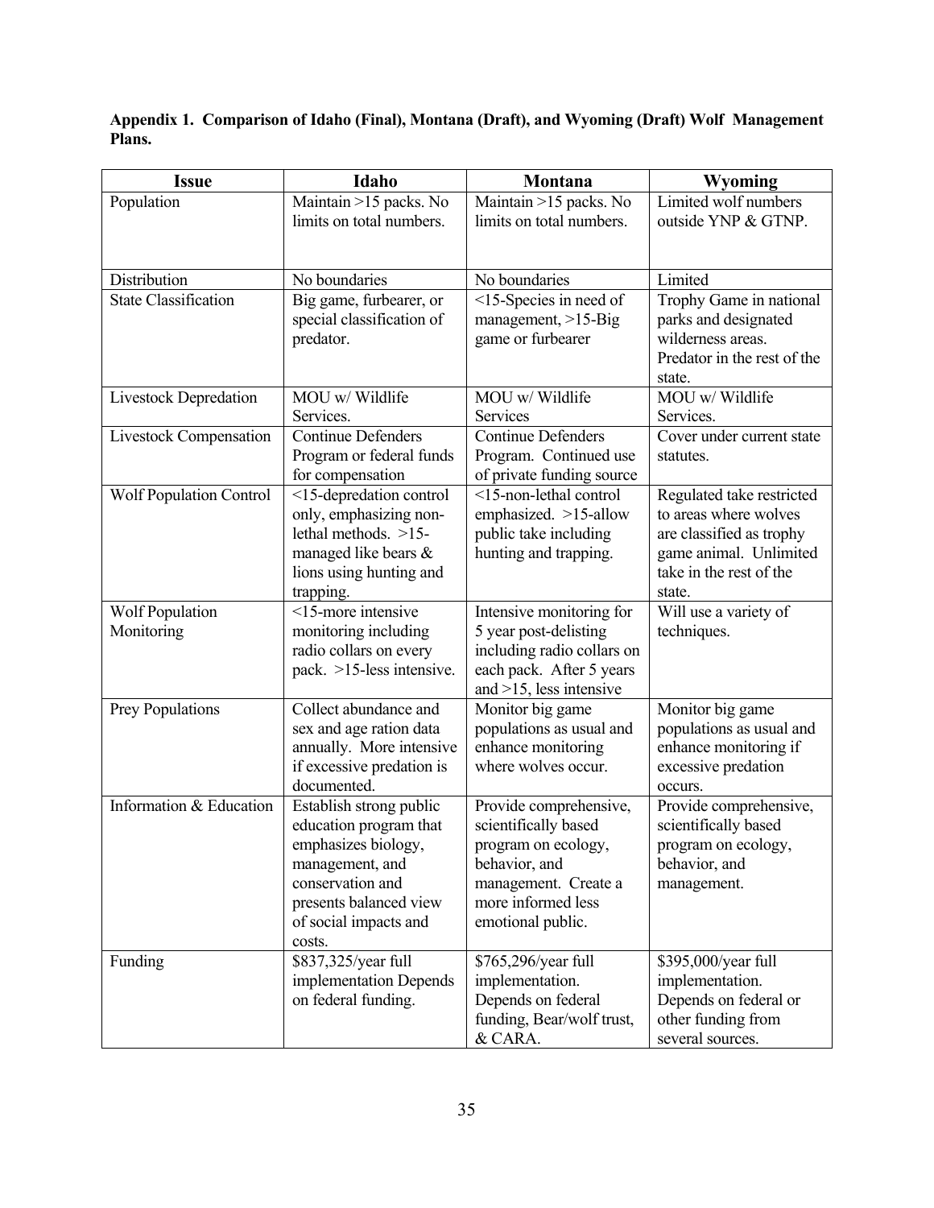**Appendix 1. Comparison of Idaho (Final), Montana (Draft), and Wyoming (Draft) Wolf Management Plans.**

| Issue | Idaho | Montana | Wyoming |
|---|---|---|---|
| Population | Maintain >15 packs. No limits on total numbers. | Maintain >15 packs. No limits on total numbers. | Limited wolf numbers outside YNP & GTNP. |
| Distribution | No boundaries | No boundaries | Limited |
| State Classification | Big game, furbearer, or special classification of predator. | <15-Species in need of management, >15-Big game or furbearer | Trophy Game in national parks and designated wilderness areas. Predator in the rest of the state. |
| Livestock Depredation | MOU w/ Wildlife Services. | MOU w/ Wildlife Services | MOU w/ Wildlife Services. |
| Livestock Compensation | Continue Defenders Program or federal funds for compensation | Continue Defenders Program. Continued use of private funding source | Cover under current state statutes. |
| Wolf Population Control | <15-depredation control only, emphasizing non-lethal methods. >15-managed like bears & lions using hunting and trapping. | <15-non-lethal control emphasized. >15-allow public take including hunting and trapping. | Regulated take restricted to areas where wolves are classified as trophy game animal. Unlimited take in the rest of the state. |
| Wolf Population Monitoring | <15-more intensive monitoring including radio collars on every pack. >15-less intensive. | Intensive monitoring for 5 year post-delisting including radio collars on each pack. After 5 years and >15, less intensive | Will use a variety of techniques. |
| Prey Populations | Collect abundance and sex and age ration data annually. More intensive if excessive predation is documented. | Monitor big game populations as usual and enhance monitoring where wolves occur. | Monitor big game populations as usual and enhance monitoring if excessive predation occurs. |
| Information & Education | Establish strong public education program that emphasizes biology, management, and conservation and presents balanced view of social impacts and costs. | Provide comprehensive, scientifically based program on ecology, behavior, and management. Create a more informed less emotional public. | Provide comprehensive, scientifically based program on ecology, behavior, and management. |
| Funding | $837,325/year full implementation Depends on federal funding. | $765,296/year full implementation. Depends on federal funding, Bear/wolf trust, & CARA. | $395,000/year full implementation. Depends on federal or other funding from several sources. |